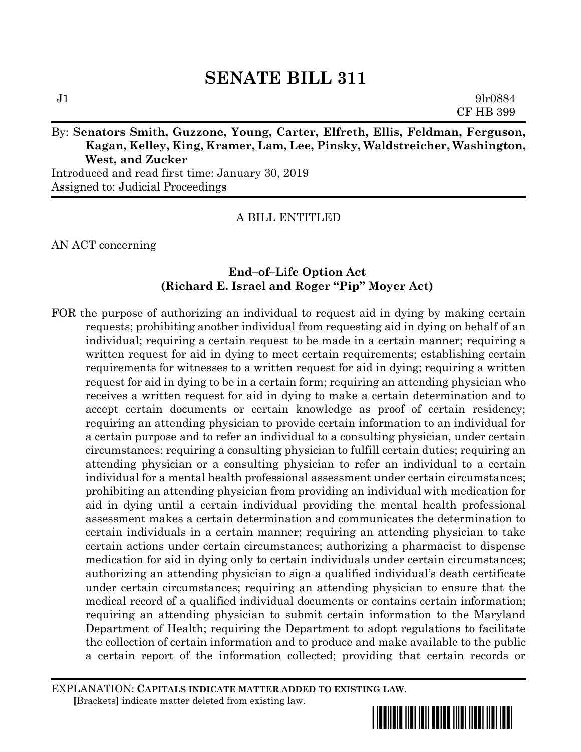# SENATE BILL 311

J1 9lr0884
CF HB 399

By: **Senators Smith, Guzzone, Young, Carter, Elfreth, Ellis, Feldman, Ferguson, Kagan, Kelley, King, Kramer, Lam, Lee, Pinsky, Waldstreicher, Washington, West, and Zucker**

Introduced and read first time: January 30, 2019
Assigned to: Judicial Proceedings

A BILL ENTITLED

AN ACT concerning

**End–of–Life Option Act**
**(Richard E. Israel and Roger "Pip" Moyer Act)**

FOR the purpose of authorizing an individual to request aid in dying by making certain requests; prohibiting another individual from requesting aid in dying on behalf of an individual; requiring a certain request to be made in a certain manner; requiring a written request for aid in dying to meet certain requirements; establishing certain requirements for witnesses to a written request for aid in dying; requiring a written request for aid in dying to be in a certain form; requiring an attending physician who receives a written request for aid in dying to make a certain determination and to accept certain documents or certain knowledge as proof of certain residency; requiring an attending physician to provide certain information to an individual for a certain purpose and to refer an individual to a consulting physician, under certain circumstances; requiring a consulting physician to fulfill certain duties; requiring an attending physician or a consulting physician to refer an individual to a certain individual for a mental health professional assessment under certain circumstances; prohibiting an attending physician from providing an individual with medication for aid in dying until a certain individual providing the mental health professional assessment makes a certain determination and communicates the determination to certain individuals in a certain manner; requiring an attending physician to take certain actions under certain circumstances; authorizing a pharmacist to dispense medication for aid in dying only to certain individuals under certain circumstances; authorizing an attending physician to sign a qualified individual's death certificate under certain circumstances; requiring an attending physician to ensure that the medical record of a qualified individual documents or contains certain information; requiring an attending physician to submit certain information to the Maryland Department of Health; requiring the Department to adopt regulations to facilitate the collection of certain information and to produce and make available to the public a certain report of the information collected; providing that certain records or

EXPLANATION: **CAPITALS INDICATE MATTER ADDED TO EXISTING LAW**.
[Brackets] indicate matter deleted from existing law.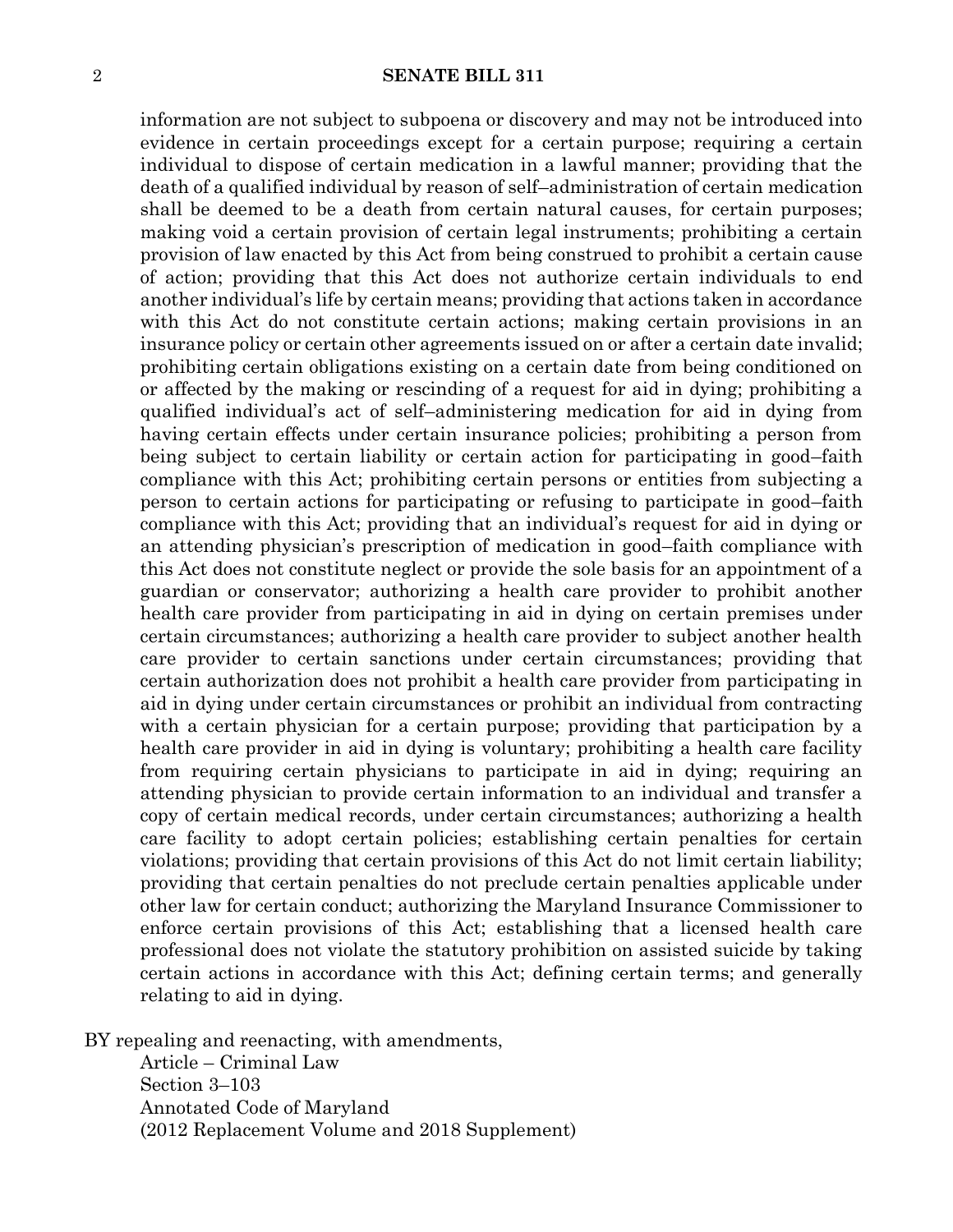information are not subject to subpoena or discovery and may not be introduced into evidence in certain proceedings except for a certain purpose; requiring a certain individual to dispose of certain medication in a lawful manner; providing that the death of a qualified individual by reason of self–administration of certain medication shall be deemed to be a death from certain natural causes, for certain purposes; making void a certain provision of certain legal instruments; prohibiting a certain provision of law enacted by this Act from being construed to prohibit a certain cause of action; providing that this Act does not authorize certain individuals to end another individual's life by certain means; providing that actions taken in accordance with this Act do not constitute certain actions; making certain provisions in an insurance policy or certain other agreements issued on or after a certain date invalid; prohibiting certain obligations existing on a certain date from being conditioned on or affected by the making or rescinding of a request for aid in dying; prohibiting a qualified individual's act of self–administering medication for aid in dying from having certain effects under certain insurance policies; prohibiting a person from being subject to certain liability or certain action for participating in good–faith compliance with this Act; prohibiting certain persons or entities from subjecting a person to certain actions for participating or refusing to participate in good–faith compliance with this Act; providing that an individual's request for aid in dying or an attending physician's prescription of medication in good–faith compliance with this Act does not constitute neglect or provide the sole basis for an appointment of a guardian or conservator; authorizing a health care provider to prohibit another health care provider from participating in aid in dying on certain premises under certain circumstances; authorizing a health care provider to subject another health care provider to certain sanctions under certain circumstances; providing that certain authorization does not prohibit a health care provider from participating in aid in dying under certain circumstances or prohibit an individual from contracting with a certain physician for a certain purpose; providing that participation by a health care provider in aid in dying is voluntary; prohibiting a health care facility from requiring certain physicians to participate in aid in dying; requiring an attending physician to provide certain information to an individual and transfer a copy of certain medical records, under certain circumstances; authorizing a health care facility to adopt certain policies; establishing certain penalties for certain violations; providing that certain provisions of this Act do not limit certain liability; providing that certain penalties do not preclude certain penalties applicable under other law for certain conduct; authorizing the Maryland Insurance Commissioner to enforce certain provisions of this Act; establishing that a licensed health care professional does not violate the statutory prohibition on assisted suicide by taking certain actions in accordance with this Act; defining certain terms; and generally relating to aid in dying.

BY repealing and reenacting, with amendments,
Article – Criminal Law
Section 3–103
Annotated Code of Maryland
(2012 Replacement Volume and 2018 Supplement)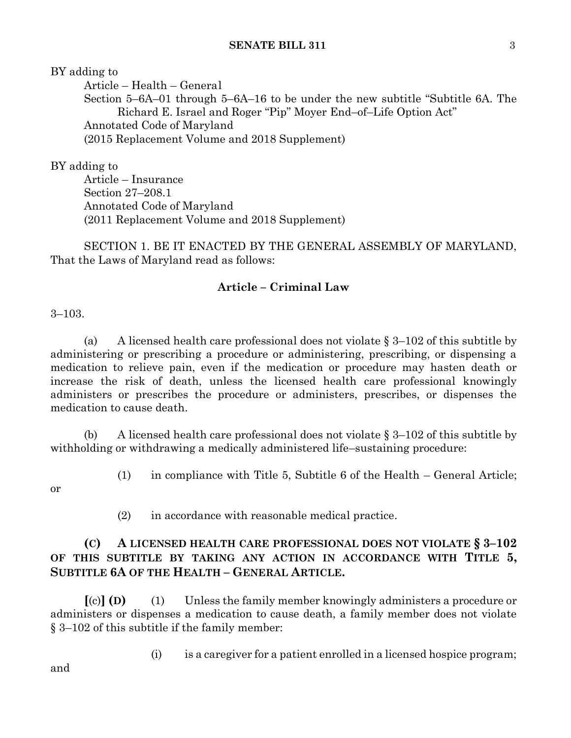BY adding to

Article – Health – General

Section 5–6A–01 through 5–6A–16 to be under the new subtitle "Subtitle 6A. The Richard E. Israel and Roger "Pip" Moyer End–of–Life Option Act"

Annotated Code of Maryland

(2015 Replacement Volume and 2018 Supplement)

BY adding to

Article – Insurance

Section 27–208.1

Annotated Code of Maryland

(2011 Replacement Volume and 2018 Supplement)

SECTION 1. BE IT ENACTED BY THE GENERAL ASSEMBLY OF MARYLAND, That the Laws of Maryland read as follows:

**Article – Criminal Law**

3–103.

(a) A licensed health care professional does not violate § 3–102 of this subtitle by administering or prescribing a procedure or administering, prescribing, or dispensing a medication to relieve pain, even if the medication or procedure may hasten death or increase the risk of death, unless the licensed health care professional knowingly administers or prescribes the procedure or administers, prescribes, or dispenses the medication to cause death.

(b) A licensed health care professional does not violate § 3–102 of this subtitle by withholding or withdrawing a medically administered life–sustaining procedure:

(1) in compliance with Title 5, Subtitle 6 of the Health – General Article; or

(2) in accordance with reasonable medical practice.

**(C) A LICENSED HEALTH CARE PROFESSIONAL DOES NOT VIOLATE § 3–102 OF THIS SUBTITLE BY TAKING ANY ACTION IN ACCORDANCE WITH TITLE 5, SUBTITLE 6A OF THE HEALTH – GENERAL ARTICLE.**

**[**(c)**] (D)** (1) Unless the family member knowingly administers a procedure or administers or dispenses a medication to cause death, a family member does not violate § 3–102 of this subtitle if the family member:

(i) is a caregiver for a patient enrolled in a licensed hospice program; and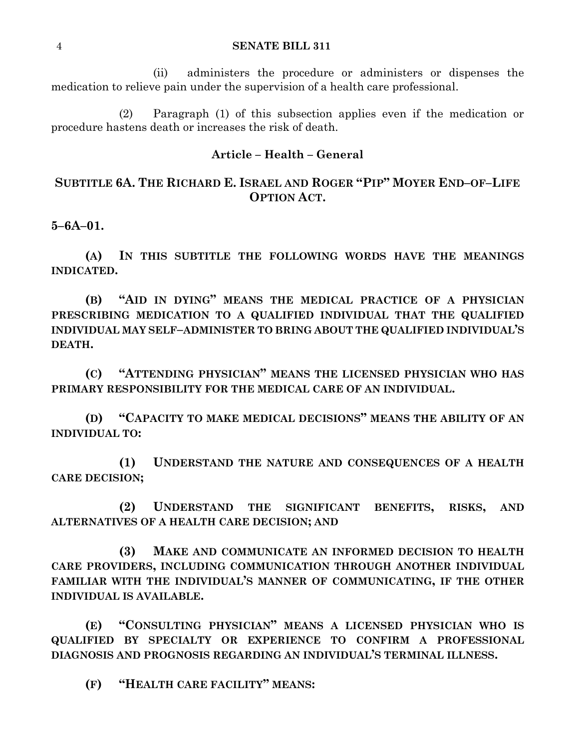(ii) administers the procedure or administers or dispenses the medication to relieve pain under the supervision of a health care professional.

(2) Paragraph (1) of this subsection applies even if the medication or procedure hastens death or increases the risk of death.

**Article – Health – General**

**SUBTITLE 6A. THE RICHARD E. ISRAEL AND ROGER "PIP" MOYER END–OF–LIFE OPTION ACT.**

**5–6A–01.**

**(A) IN THIS SUBTITLE THE FOLLOWING WORDS HAVE THE MEANINGS INDICATED.**

**(B) "AID IN DYING" MEANS THE MEDICAL PRACTICE OF A PHYSICIAN PRESCRIBING MEDICATION TO A QUALIFIED INDIVIDUAL THAT THE QUALIFIED INDIVIDUAL MAY SELF–ADMINISTER TO BRING ABOUT THE QUALIFIED INDIVIDUAL'S DEATH.**

**(C) "ATTENDING PHYSICIAN" MEANS THE LICENSED PHYSICIAN WHO HAS PRIMARY RESPONSIBILITY FOR THE MEDICAL CARE OF AN INDIVIDUAL.**

**(D) "CAPACITY TO MAKE MEDICAL DECISIONS" MEANS THE ABILITY OF AN INDIVIDUAL TO:**

**(1) UNDERSTAND THE NATURE AND CONSEQUENCES OF A HEALTH CARE DECISION;**

**(2) UNDERSTAND THE SIGNIFICANT BENEFITS, RISKS, AND ALTERNATIVES OF A HEALTH CARE DECISION; AND**

**(3) MAKE AND COMMUNICATE AN INFORMED DECISION TO HEALTH CARE PROVIDERS, INCLUDING COMMUNICATION THROUGH ANOTHER INDIVIDUAL FAMILIAR WITH THE INDIVIDUAL'S MANNER OF COMMUNICATING, IF THE OTHER INDIVIDUAL IS AVAILABLE.**

**(E) "CONSULTING PHYSICIAN" MEANS A LICENSED PHYSICIAN WHO IS QUALIFIED BY SPECIALTY OR EXPERIENCE TO CONFIRM A PROFESSIONAL DIAGNOSIS AND PROGNOSIS REGARDING AN INDIVIDUAL'S TERMINAL ILLNESS.**

**(F) "HEALTH CARE FACILITY" MEANS:**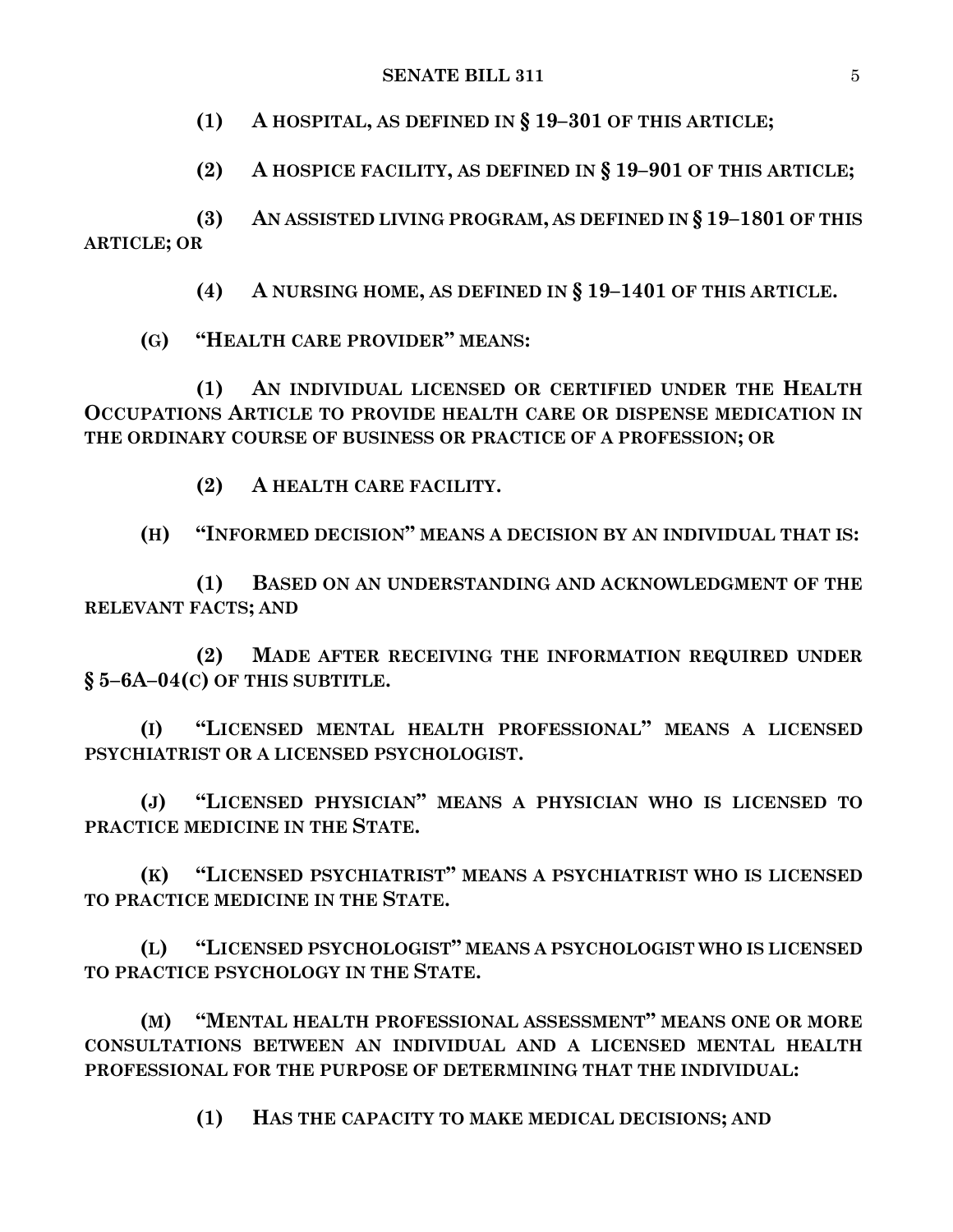**(1) A HOSPITAL, AS DEFINED IN § 19–301 OF THIS ARTICLE;**

**(2) A HOSPICE FACILITY, AS DEFINED IN § 19–901 OF THIS ARTICLE;**

**(3) AN ASSISTED LIVING PROGRAM, AS DEFINED IN § 19–1801 OF THIS ARTICLE; OR**

**(4) A NURSING HOME, AS DEFINED IN § 19–1401 OF THIS ARTICLE.**

**(G) "HEALTH CARE PROVIDER" MEANS:**

**(1) AN INDIVIDUAL LICENSED OR CERTIFIED UNDER THE HEALTH OCCUPATIONS ARTICLE TO PROVIDE HEALTH CARE OR DISPENSE MEDICATION IN THE ORDINARY COURSE OF BUSINESS OR PRACTICE OF A PROFESSION; OR**

**(2) A HEALTH CARE FACILITY.**

**(H) "INFORMED DECISION" MEANS A DECISION BY AN INDIVIDUAL THAT IS:**

**(1) BASED ON AN UNDERSTANDING AND ACKNOWLEDGMENT OF THE RELEVANT FACTS; AND**

**(2) MADE AFTER RECEIVING THE INFORMATION REQUIRED UNDER § 5–6A–04(C) OF THIS SUBTITLE.**

**(I) "LICENSED MENTAL HEALTH PROFESSIONAL" MEANS A LICENSED PSYCHIATRIST OR A LICENSED PSYCHOLOGIST.**

**(J) "LICENSED PHYSICIAN" MEANS A PHYSICIAN WHO IS LICENSED TO PRACTICE MEDICINE IN THE STATE.**

**(K) "LICENSED PSYCHIATRIST" MEANS A PSYCHIATRIST WHO IS LICENSED TO PRACTICE MEDICINE IN THE STATE.**

**(L) "LICENSED PSYCHOLOGIST" MEANS A PSYCHOLOGIST WHO IS LICENSED TO PRACTICE PSYCHOLOGY IN THE STATE.**

**(M) "MENTAL HEALTH PROFESSIONAL ASSESSMENT" MEANS ONE OR MORE CONSULTATIONS BETWEEN AN INDIVIDUAL AND A LICENSED MENTAL HEALTH PROFESSIONAL FOR THE PURPOSE OF DETERMINING THAT THE INDIVIDUAL:**

**(1) HAS THE CAPACITY TO MAKE MEDICAL DECISIONS; AND**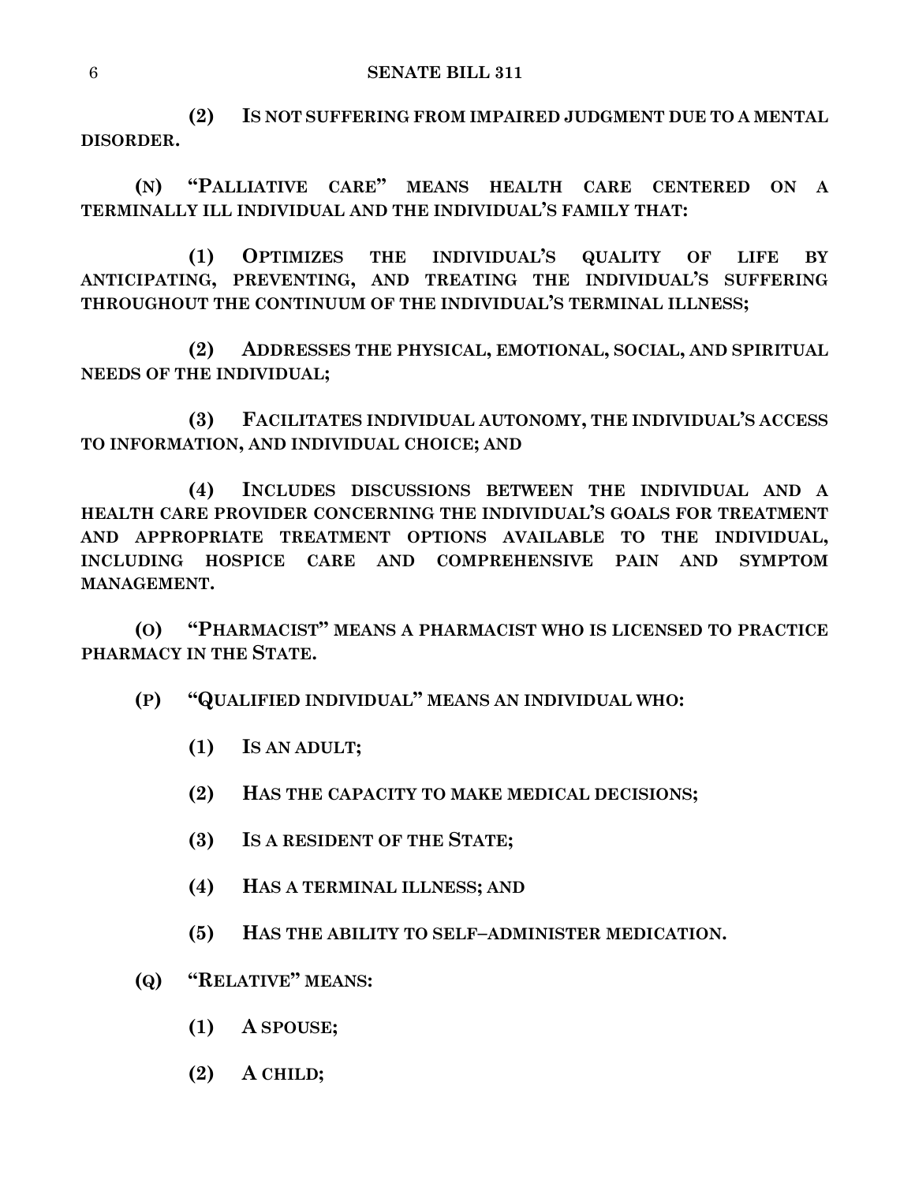**(2) IS NOT SUFFERING FROM IMPAIRED JUDGMENT DUE TO A MENTAL DISORDER.**

**(N) "PALLIATIVE CARE" MEANS HEALTH CARE CENTERED ON A TERMINALLY ILL INDIVIDUAL AND THE INDIVIDUAL'S FAMILY THAT:**

**(1) OPTIMIZES THE INDIVIDUAL'S QUALITY OF LIFE BY ANTICIPATING, PREVENTING, AND TREATING THE INDIVIDUAL'S SUFFERING THROUGHOUT THE CONTINUUM OF THE INDIVIDUAL'S TERMINAL ILLNESS;**

**(2) ADDRESSES THE PHYSICAL, EMOTIONAL, SOCIAL, AND SPIRITUAL NEEDS OF THE INDIVIDUAL;**

**(3) FACILITATES INDIVIDUAL AUTONOMY, THE INDIVIDUAL'S ACCESS TO INFORMATION, AND INDIVIDUAL CHOICE; AND**

**(4) INCLUDES DISCUSSIONS BETWEEN THE INDIVIDUAL AND A HEALTH CARE PROVIDER CONCERNING THE INDIVIDUAL'S GOALS FOR TREATMENT AND APPROPRIATE TREATMENT OPTIONS AVAILABLE TO THE INDIVIDUAL, INCLUDING HOSPICE CARE AND COMPREHENSIVE PAIN AND SYMPTOM MANAGEMENT.**

**(O) "PHARMACIST" MEANS A PHARMACIST WHO IS LICENSED TO PRACTICE PHARMACY IN THE STATE.**

**(P) "QUALIFIED INDIVIDUAL" MEANS AN INDIVIDUAL WHO:**

**(1) IS AN ADULT;**

**(2) HAS THE CAPACITY TO MAKE MEDICAL DECISIONS;**

**(3) IS A RESIDENT OF THE STATE;**

**(4) HAS A TERMINAL ILLNESS; AND**

**(5) HAS THE ABILITY TO SELF–ADMINISTER MEDICATION.**

**(Q) "RELATIVE" MEANS:**

**(1) A SPOUSE;**

**(2) A CHILD;**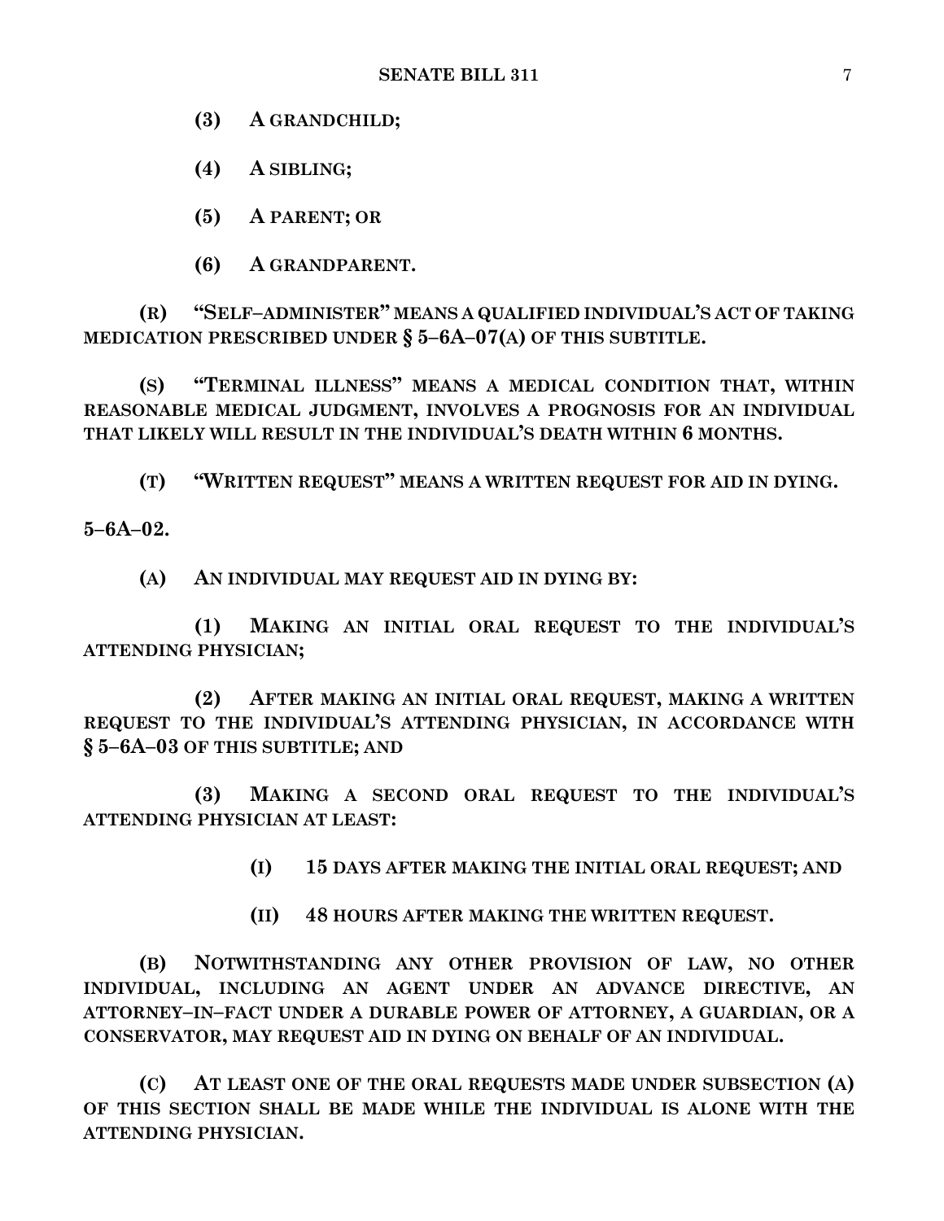**(3) A GRANDCHILD;**

**(4) A SIBLING;**

**(5) A PARENT; OR**

**(6) A GRANDPARENT.**

**(R) "SELF–ADMINISTER" MEANS A QUALIFIED INDIVIDUAL'S ACT OF TAKING MEDICATION PRESCRIBED UNDER § 5–6A–07(A) OF THIS SUBTITLE.**

**(S) "TERMINAL ILLNESS" MEANS A MEDICAL CONDITION THAT, WITHIN REASONABLE MEDICAL JUDGMENT, INVOLVES A PROGNOSIS FOR AN INDIVIDUAL THAT LIKELY WILL RESULT IN THE INDIVIDUAL'S DEATH WITHIN 6 MONTHS.**

**(T) "WRITTEN REQUEST" MEANS A WRITTEN REQUEST FOR AID IN DYING.**

**5–6A–02.**

**(A) AN INDIVIDUAL MAY REQUEST AID IN DYING BY:**

**(1) MAKING AN INITIAL ORAL REQUEST TO THE INDIVIDUAL'S ATTENDING PHYSICIAN;**

**(2) AFTER MAKING AN INITIAL ORAL REQUEST, MAKING A WRITTEN REQUEST TO THE INDIVIDUAL'S ATTENDING PHYSICIAN, IN ACCORDANCE WITH § 5–6A–03 OF THIS SUBTITLE; AND**

**(3) MAKING A SECOND ORAL REQUEST TO THE INDIVIDUAL'S ATTENDING PHYSICIAN AT LEAST:**

**(I) 15 DAYS AFTER MAKING THE INITIAL ORAL REQUEST; AND**

**(II) 48 HOURS AFTER MAKING THE WRITTEN REQUEST.**

**(B) NOTWITHSTANDING ANY OTHER PROVISION OF LAW, NO OTHER INDIVIDUAL, INCLUDING AN AGENT UNDER AN ADVANCE DIRECTIVE, AN ATTORNEY–IN–FACT UNDER A DURABLE POWER OF ATTORNEY, A GUARDIAN, OR A CONSERVATOR, MAY REQUEST AID IN DYING ON BEHALF OF AN INDIVIDUAL.**

**(C) AT LEAST ONE OF THE ORAL REQUESTS MADE UNDER SUBSECTION (A) OF THIS SECTION SHALL BE MADE WHILE THE INDIVIDUAL IS ALONE WITH THE ATTENDING PHYSICIAN.**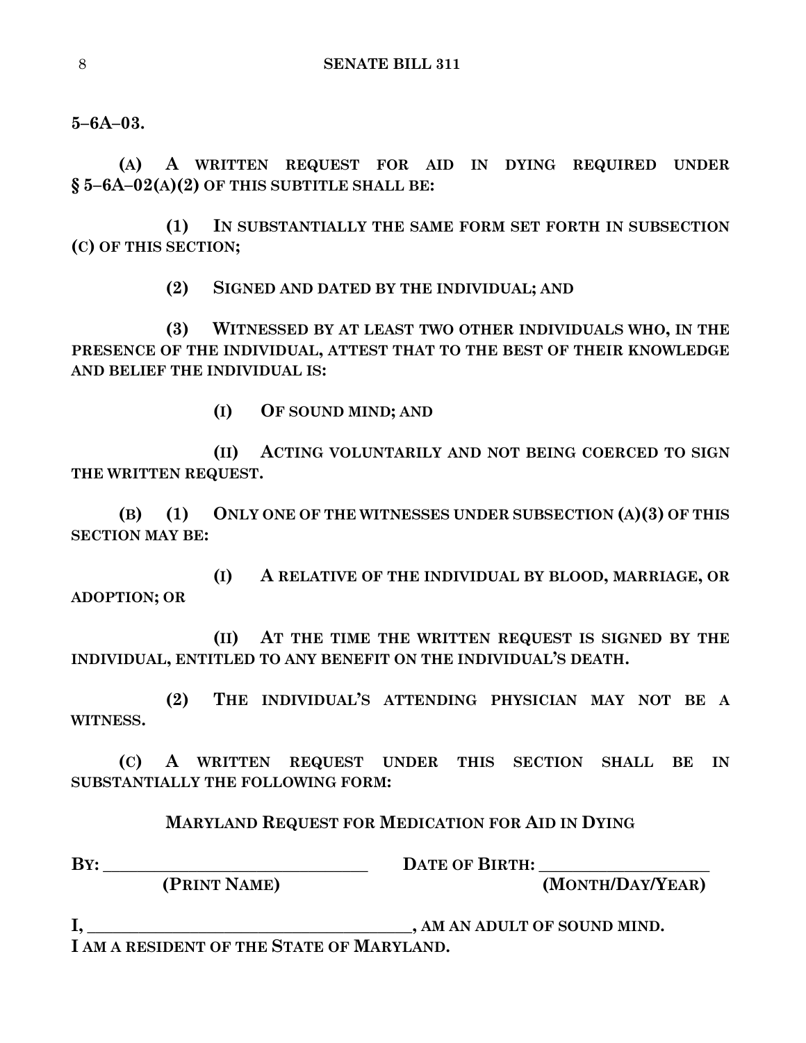**5–6A–03.**

**(A) A WRITTEN REQUEST FOR AID IN DYING REQUIRED UNDER § 5–6A–02(A)(2) OF THIS SUBTITLE SHALL BE:**

**(1) IN SUBSTANTIALLY THE SAME FORM SET FORTH IN SUBSECTION (C) OF THIS SECTION;**

**(2) SIGNED AND DATED BY THE INDIVIDUAL; AND**

**(3) WITNESSED BY AT LEAST TWO OTHER INDIVIDUALS WHO, IN THE PRESENCE OF THE INDIVIDUAL, ATTEST THAT TO THE BEST OF THEIR KNOWLEDGE AND BELIEF THE INDIVIDUAL IS:**

**(I) OF SOUND MIND; AND**

**(II) ACTING VOLUNTARILY AND NOT BEING COERCED TO SIGN THE WRITTEN REQUEST.**

**(B) (1) ONLY ONE OF THE WITNESSES UNDER SUBSECTION (A)(3) OF THIS SECTION MAY BE:**

**(I) A RELATIVE OF THE INDIVIDUAL BY BLOOD, MARRIAGE, OR ADOPTION; OR**

**(II) AT THE TIME THE WRITTEN REQUEST IS SIGNED BY THE INDIVIDUAL, ENTITLED TO ANY BENEFIT ON THE INDIVIDUAL'S DEATH.**

**(2) THE INDIVIDUAL'S ATTENDING PHYSICIAN MAY NOT BE A WITNESS.**

**(C) A WRITTEN REQUEST UNDER THIS SECTION SHALL BE IN SUBSTANTIALLY THE FOLLOWING FORM:**

**MARYLAND REQUEST FOR MEDICATION FOR AID IN DYING**

**BY: ______________________________ DATE OF BIRTH: ____________________**
**(PRINT NAME) (MONTH/DAY/YEAR)**

**I, ____________________________________, AM AN ADULT OF SOUND MIND.**
**I AM A RESIDENT OF THE STATE OF MARYLAND.**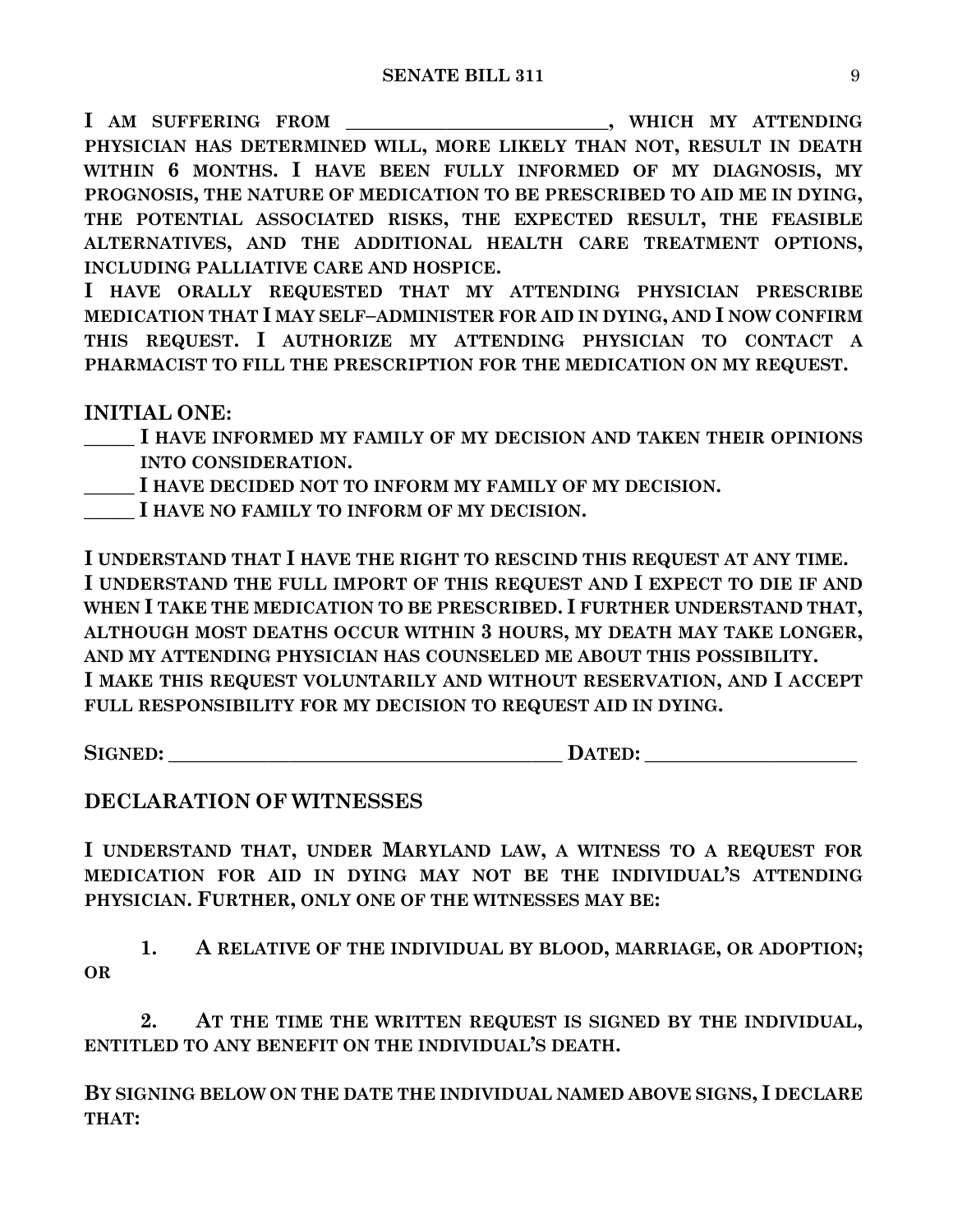**I AM SUFFERING FROM _________________________, WHICH MY ATTENDING PHYSICIAN HAS DETERMINED WILL, MORE LIKELY THAN NOT, RESULT IN DEATH WITHIN 6 MONTHS. I HAVE BEEN FULLY INFORMED OF MY DIAGNOSIS, MY PROGNOSIS, THE NATURE OF MEDICATION TO BE PRESCRIBED TO AID ME IN DYING, THE POTENTIAL ASSOCIATED RISKS, THE EXPECTED RESULT, THE FEASIBLE ALTERNATIVES, AND THE ADDITIONAL HEALTH CARE TREATMENT OPTIONS, INCLUDING PALLIATIVE CARE AND HOSPICE.**

**I HAVE ORALLY REQUESTED THAT MY ATTENDING PHYSICIAN PRESCRIBE MEDICATION THAT I MAY SELF–ADMINISTER FOR AID IN DYING, AND I NOW CONFIRM THIS REQUEST. I AUTHORIZE MY ATTENDING PHYSICIAN TO CONTACT A PHARMACIST TO FILL THE PRESCRIPTION FOR THE MEDICATION ON MY REQUEST.**

## INITIAL ONE:

**_____ I HAVE INFORMED MY FAMILY OF MY DECISION AND TAKEN THEIR OPINIONS INTO CONSIDERATION.**

**_____ I HAVE DECIDED NOT TO INFORM MY FAMILY OF MY DECISION.**

**_____ I HAVE NO FAMILY TO INFORM OF MY DECISION.**

**I UNDERSTAND THAT I HAVE THE RIGHT TO RESCIND THIS REQUEST AT ANY TIME.**

**I UNDERSTAND THE FULL IMPORT OF THIS REQUEST AND I EXPECT TO DIE IF AND WHEN I TAKE THE MEDICATION TO BE PRESCRIBED. I FURTHER UNDERSTAND THAT, ALTHOUGH MOST DEATHS OCCUR WITHIN 3 HOURS, MY DEATH MAY TAKE LONGER, AND MY ATTENDING PHYSICIAN HAS COUNSELED ME ABOUT THIS POSSIBILITY.**

**I MAKE THIS REQUEST VOLUNTARILY AND WITHOUT RESERVATION, AND I ACCEPT FULL RESPONSIBILITY FOR MY DECISION TO REQUEST AID IN DYING.**

**SIGNED: _______________________________________ DATED: _____________________**

## DECLARATION OF WITNESSES

**I UNDERSTAND THAT, UNDER MARYLAND LAW, A WITNESS TO A REQUEST FOR MEDICATION FOR AID IN DYING MAY NOT BE THE INDIVIDUAL'S ATTENDING PHYSICIAN. FURTHER, ONLY ONE OF THE WITNESSES MAY BE:**

**1. A RELATIVE OF THE INDIVIDUAL BY BLOOD, MARRIAGE, OR ADOPTION; OR**

**2. AT THE TIME THE WRITTEN REQUEST IS SIGNED BY THE INDIVIDUAL, ENTITLED TO ANY BENEFIT ON THE INDIVIDUAL'S DEATH.**

**BY SIGNING BELOW ON THE DATE THE INDIVIDUAL NAMED ABOVE SIGNS, I DECLARE THAT:**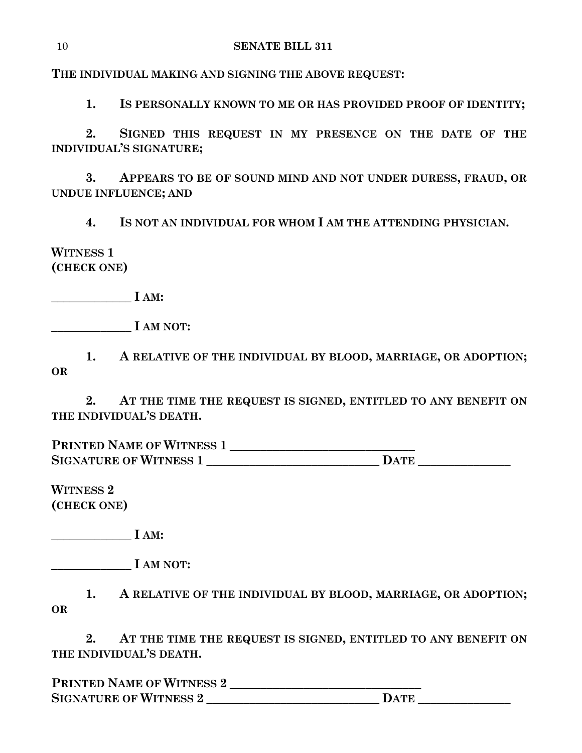**THE INDIVIDUAL MAKING AND SIGNING THE ABOVE REQUEST:**

**1. IS PERSONALLY KNOWN TO ME OR HAS PROVIDED PROOF OF IDENTITY;**

**2. SIGNED THIS REQUEST IN MY PRESENCE ON THE DATE OF THE INDIVIDUAL'S SIGNATURE;**

**3. APPEARS TO BE OF SOUND MIND AND NOT UNDER DURESS, FRAUD, OR UNDUE INFLUENCE; AND**

**4. IS NOT AN INDIVIDUAL FOR WHOM I AM THE ATTENDING PHYSICIAN.**

**WITNESS 1**
**(CHECK ONE)**

**_____________ I AM:**

**_____________ I AM NOT:**

**1. A RELATIVE OF THE INDIVIDUAL BY BLOOD, MARRIAGE, OR ADOPTION; OR**

**2. AT THE TIME THE REQUEST IS SIGNED, ENTITLED TO ANY BENEFIT ON THE INDIVIDUAL'S DEATH.**

**PRINTED NAME OF WITNESS 1 ______________________________**
**SIGNATURE OF WITNESS 1 ____________________________ DATE _______________**

**WITNESS 2**
**(CHECK ONE)**

**_____________ I AM:**

**_____________ I AM NOT:**

**1. A RELATIVE OF THE INDIVIDUAL BY BLOOD, MARRIAGE, OR ADOPTION; OR**

**2. AT THE TIME THE REQUEST IS SIGNED, ENTITLED TO ANY BENEFIT ON THE INDIVIDUAL'S DEATH.**

**PRINTED NAME OF WITNESS 2 _______________________________**
**SIGNATURE OF WITNESS 2 ____________________________ DATE _______________**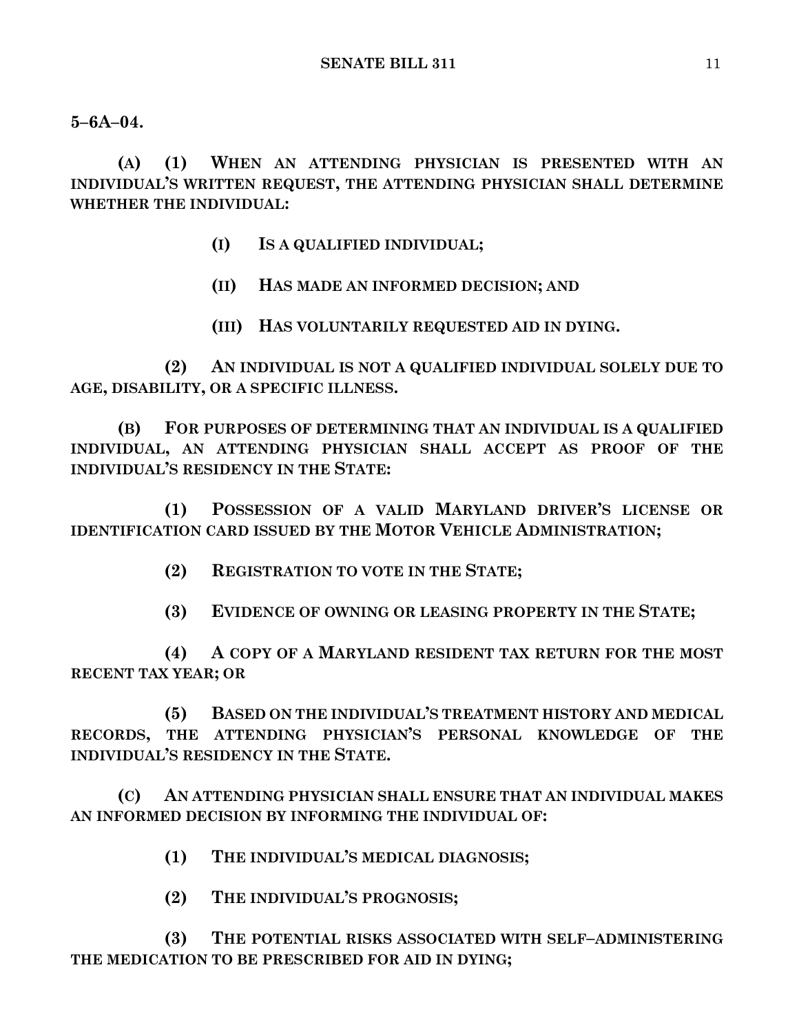**5–6A–04.**

**(A) (1) WHEN AN ATTENDING PHYSICIAN IS PRESENTED WITH AN INDIVIDUAL'S WRITTEN REQUEST, THE ATTENDING PHYSICIAN SHALL DETERMINE WHETHER THE INDIVIDUAL:**

**(I) IS A QUALIFIED INDIVIDUAL;**

**(II) HAS MADE AN INFORMED DECISION; AND**

**(III) HAS VOLUNTARILY REQUESTED AID IN DYING.**

**(2) AN INDIVIDUAL IS NOT A QUALIFIED INDIVIDUAL SOLELY DUE TO AGE, DISABILITY, OR A SPECIFIC ILLNESS.**

**(B) FOR PURPOSES OF DETERMINING THAT AN INDIVIDUAL IS A QUALIFIED INDIVIDUAL, AN ATTENDING PHYSICIAN SHALL ACCEPT AS PROOF OF THE INDIVIDUAL'S RESIDENCY IN THE STATE:**

**(1) POSSESSION OF A VALID MARYLAND DRIVER'S LICENSE OR IDENTIFICATION CARD ISSUED BY THE MOTOR VEHICLE ADMINISTRATION;**

**(2) REGISTRATION TO VOTE IN THE STATE;**

**(3) EVIDENCE OF OWNING OR LEASING PROPERTY IN THE STATE;**

**(4) A COPY OF A MARYLAND RESIDENT TAX RETURN FOR THE MOST RECENT TAX YEAR; OR**

**(5) BASED ON THE INDIVIDUAL'S TREATMENT HISTORY AND MEDICAL RECORDS, THE ATTENDING PHYSICIAN'S PERSONAL KNOWLEDGE OF THE INDIVIDUAL'S RESIDENCY IN THE STATE.**

**(C) AN ATTENDING PHYSICIAN SHALL ENSURE THAT AN INDIVIDUAL MAKES AN INFORMED DECISION BY INFORMING THE INDIVIDUAL OF:**

**(1) THE INDIVIDUAL'S MEDICAL DIAGNOSIS;**

**(2) THE INDIVIDUAL'S PROGNOSIS;**

**(3) THE POTENTIAL RISKS ASSOCIATED WITH SELF–ADMINISTERING THE MEDICATION TO BE PRESCRIBED FOR AID IN DYING;**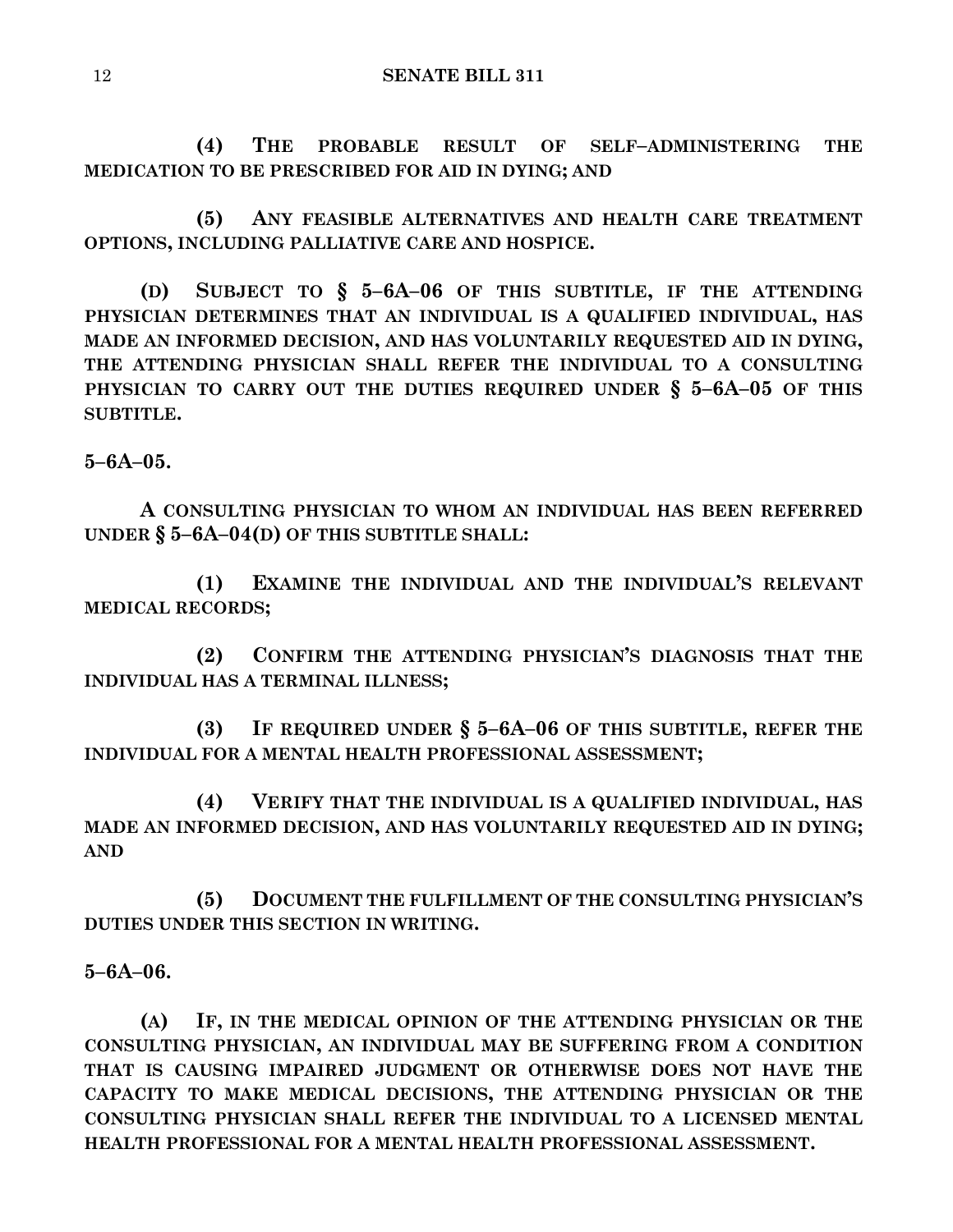**(4) THE PROBABLE RESULT OF SELF–ADMINISTERING THE MEDICATION TO BE PRESCRIBED FOR AID IN DYING; AND**

**(5) ANY FEASIBLE ALTERNATIVES AND HEALTH CARE TREATMENT OPTIONS, INCLUDING PALLIATIVE CARE AND HOSPICE.**

**(D) SUBJECT TO § 5–6A–06 OF THIS SUBTITLE, IF THE ATTENDING PHYSICIAN DETERMINES THAT AN INDIVIDUAL IS A QUALIFIED INDIVIDUAL, HAS MADE AN INFORMED DECISION, AND HAS VOLUNTARILY REQUESTED AID IN DYING, THE ATTENDING PHYSICIAN SHALL REFER THE INDIVIDUAL TO A CONSULTING PHYSICIAN TO CARRY OUT THE DUTIES REQUIRED UNDER § 5–6A–05 OF THIS SUBTITLE.**

**5–6A–05.**

**A CONSULTING PHYSICIAN TO WHOM AN INDIVIDUAL HAS BEEN REFERRED UNDER § 5–6A–04(D) OF THIS SUBTITLE SHALL:**

**(1) EXAMINE THE INDIVIDUAL AND THE INDIVIDUAL'S RELEVANT MEDICAL RECORDS;**

**(2) CONFIRM THE ATTENDING PHYSICIAN'S DIAGNOSIS THAT THE INDIVIDUAL HAS A TERMINAL ILLNESS;**

**(3) IF REQUIRED UNDER § 5–6A–06 OF THIS SUBTITLE, REFER THE INDIVIDUAL FOR A MENTAL HEALTH PROFESSIONAL ASSESSMENT;**

**(4) VERIFY THAT THE INDIVIDUAL IS A QUALIFIED INDIVIDUAL, HAS MADE AN INFORMED DECISION, AND HAS VOLUNTARILY REQUESTED AID IN DYING; AND**

**(5) DOCUMENT THE FULFILLMENT OF THE CONSULTING PHYSICIAN'S DUTIES UNDER THIS SECTION IN WRITING.**

**5–6A–06.**

**(A) IF, IN THE MEDICAL OPINION OF THE ATTENDING PHYSICIAN OR THE CONSULTING PHYSICIAN, AN INDIVIDUAL MAY BE SUFFERING FROM A CONDITION THAT IS CAUSING IMPAIRED JUDGMENT OR OTHERWISE DOES NOT HAVE THE CAPACITY TO MAKE MEDICAL DECISIONS, THE ATTENDING PHYSICIAN OR THE CONSULTING PHYSICIAN SHALL REFER THE INDIVIDUAL TO A LICENSED MENTAL HEALTH PROFESSIONAL FOR A MENTAL HEALTH PROFESSIONAL ASSESSMENT.**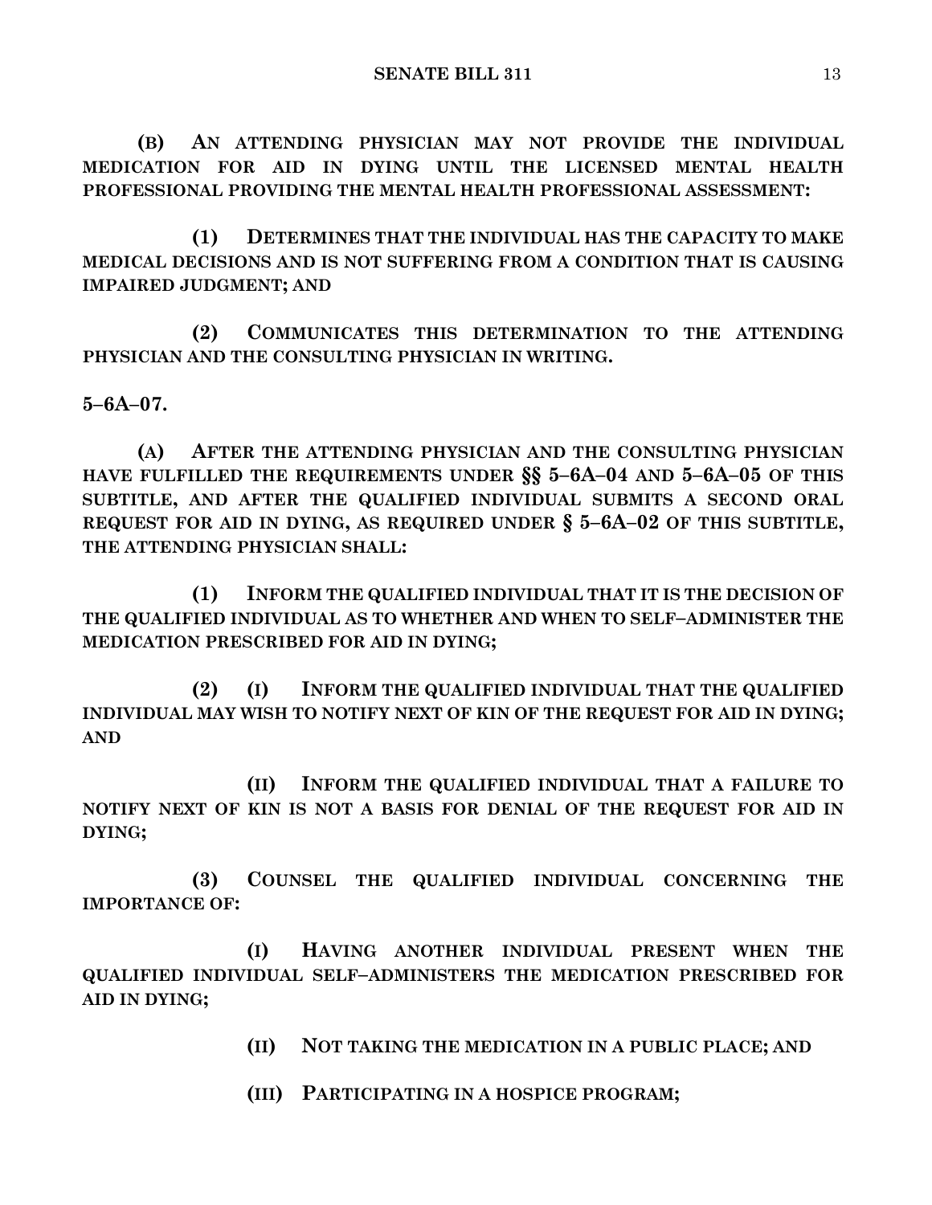**(B) AN ATTENDING PHYSICIAN MAY NOT PROVIDE THE INDIVIDUAL MEDICATION FOR AID IN DYING UNTIL THE LICENSED MENTAL HEALTH PROFESSIONAL PROVIDING THE MENTAL HEALTH PROFESSIONAL ASSESSMENT:**

**(1) DETERMINES THAT THE INDIVIDUAL HAS THE CAPACITY TO MAKE MEDICAL DECISIONS AND IS NOT SUFFERING FROM A CONDITION THAT IS CAUSING IMPAIRED JUDGMENT; AND**

**(2) COMMUNICATES THIS DETERMINATION TO THE ATTENDING PHYSICIAN AND THE CONSULTING PHYSICIAN IN WRITING.**

**5–6A–07.**

**(A) AFTER THE ATTENDING PHYSICIAN AND THE CONSULTING PHYSICIAN HAVE FULFILLED THE REQUIREMENTS UNDER §§ 5–6A–04 AND 5–6A–05 OF THIS SUBTITLE, AND AFTER THE QUALIFIED INDIVIDUAL SUBMITS A SECOND ORAL REQUEST FOR AID IN DYING, AS REQUIRED UNDER § 5–6A–02 OF THIS SUBTITLE, THE ATTENDING PHYSICIAN SHALL:**

**(1) INFORM THE QUALIFIED INDIVIDUAL THAT IT IS THE DECISION OF THE QUALIFIED INDIVIDUAL AS TO WHETHER AND WHEN TO SELF–ADMINISTER THE MEDICATION PRESCRIBED FOR AID IN DYING;**

**(2) (I) INFORM THE QUALIFIED INDIVIDUAL THAT THE QUALIFIED INDIVIDUAL MAY WISH TO NOTIFY NEXT OF KIN OF THE REQUEST FOR AID IN DYING; AND**

**(II) INFORM THE QUALIFIED INDIVIDUAL THAT A FAILURE TO NOTIFY NEXT OF KIN IS NOT A BASIS FOR DENIAL OF THE REQUEST FOR AID IN DYING;**

**(3) COUNSEL THE QUALIFIED INDIVIDUAL CONCERNING THE IMPORTANCE OF:**

**(I) HAVING ANOTHER INDIVIDUAL PRESENT WHEN THE QUALIFIED INDIVIDUAL SELF–ADMINISTERS THE MEDICATION PRESCRIBED FOR AID IN DYING;**

**(II) NOT TAKING THE MEDICATION IN A PUBLIC PLACE; AND**

**(III) PARTICIPATING IN A HOSPICE PROGRAM;**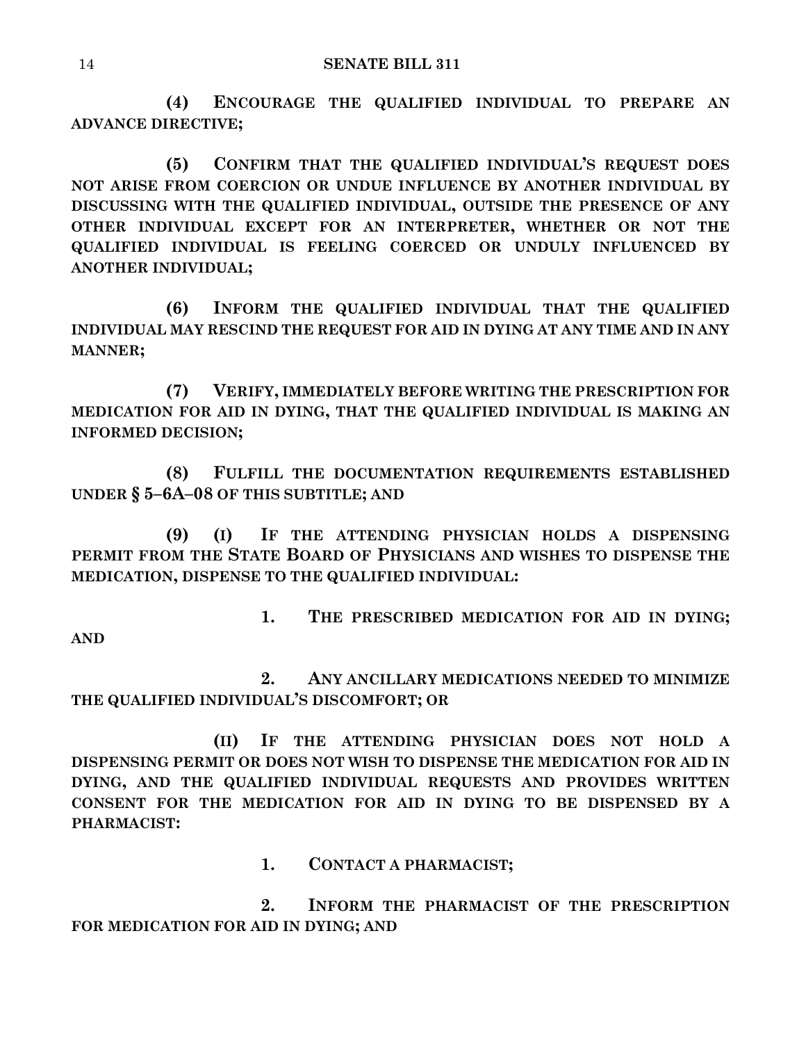**(4) ENCOURAGE THE QUALIFIED INDIVIDUAL TO PREPARE AN ADVANCE DIRECTIVE;**

**(5) CONFIRM THAT THE QUALIFIED INDIVIDUAL'S REQUEST DOES NOT ARISE FROM COERCION OR UNDUE INFLUENCE BY ANOTHER INDIVIDUAL BY DISCUSSING WITH THE QUALIFIED INDIVIDUAL, OUTSIDE THE PRESENCE OF ANY OTHER INDIVIDUAL EXCEPT FOR AN INTERPRETER, WHETHER OR NOT THE QUALIFIED INDIVIDUAL IS FEELING COERCED OR UNDULY INFLUENCED BY ANOTHER INDIVIDUAL;**

**(6) INFORM THE QUALIFIED INDIVIDUAL THAT THE QUALIFIED INDIVIDUAL MAY RESCIND THE REQUEST FOR AID IN DYING AT ANY TIME AND IN ANY MANNER;**

**(7) VERIFY, IMMEDIATELY BEFORE WRITING THE PRESCRIPTION FOR MEDICATION FOR AID IN DYING, THAT THE QUALIFIED INDIVIDUAL IS MAKING AN INFORMED DECISION;**

**(8) FULFILL THE DOCUMENTATION REQUIREMENTS ESTABLISHED UNDER § 5–6A–08 OF THIS SUBTITLE; AND**

**(9) (I) IF THE ATTENDING PHYSICIAN HOLDS A DISPENSING PERMIT FROM THE STATE BOARD OF PHYSICIANS AND WISHES TO DISPENSE THE MEDICATION, DISPENSE TO THE QUALIFIED INDIVIDUAL:**

**1. THE PRESCRIBED MEDICATION FOR AID IN DYING; AND**

**2. ANY ANCILLARY MEDICATIONS NEEDED TO MINIMIZE THE QUALIFIED INDIVIDUAL'S DISCOMFORT; OR**

**(II) IF THE ATTENDING PHYSICIAN DOES NOT HOLD A DISPENSING PERMIT OR DOES NOT WISH TO DISPENSE THE MEDICATION FOR AID IN DYING, AND THE QUALIFIED INDIVIDUAL REQUESTS AND PROVIDES WRITTEN CONSENT FOR THE MEDICATION FOR AID IN DYING TO BE DISPENSED BY A PHARMACIST:**

**1. CONTACT A PHARMACIST;**

**2. INFORM THE PHARMACIST OF THE PRESCRIPTION FOR MEDICATION FOR AID IN DYING; AND**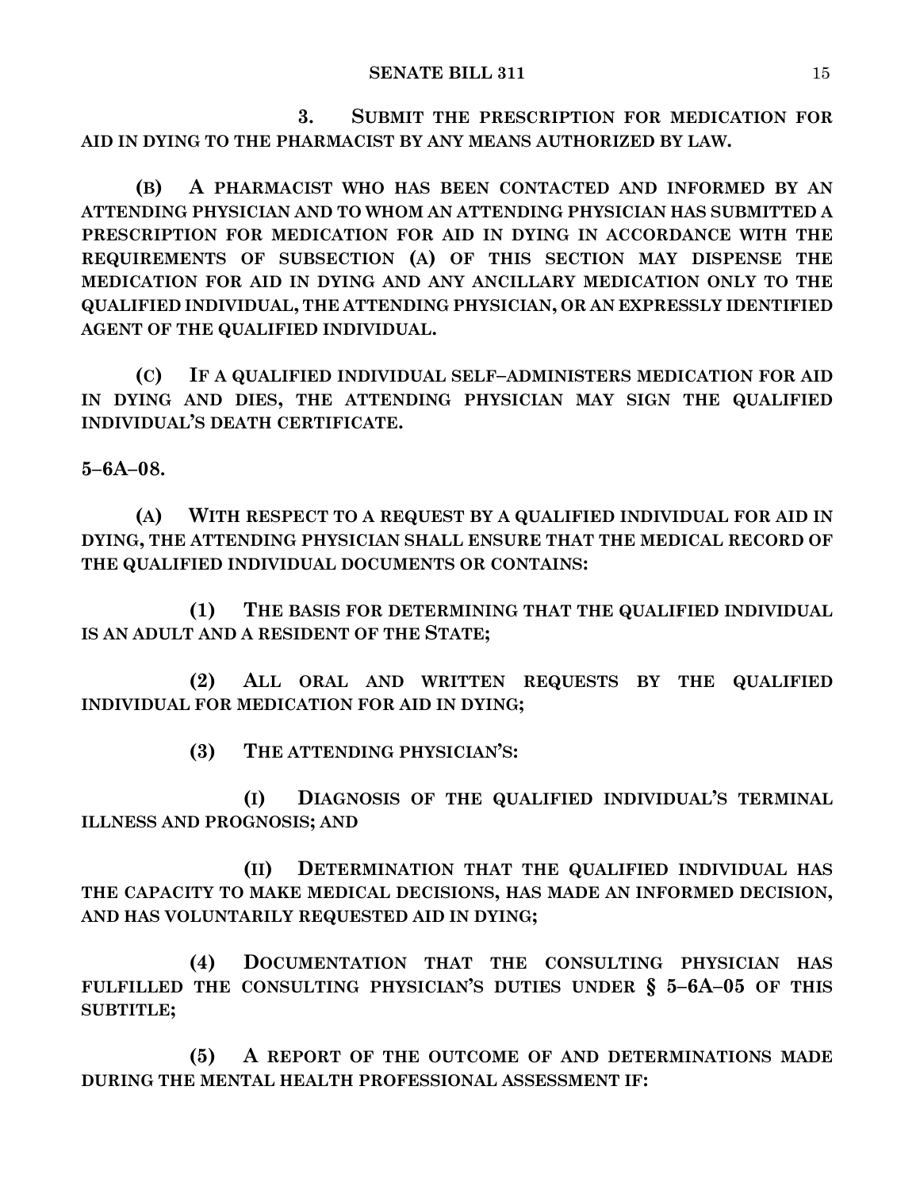**3. SUBMIT THE PRESCRIPTION FOR MEDICATION FOR AID IN DYING TO THE PHARMACIST BY ANY MEANS AUTHORIZED BY LAW.**

**(B) A PHARMACIST WHO HAS BEEN CONTACTED AND INFORMED BY AN ATTENDING PHYSICIAN AND TO WHOM AN ATTENDING PHYSICIAN HAS SUBMITTED A PRESCRIPTION FOR MEDICATION FOR AID IN DYING IN ACCORDANCE WITH THE REQUIREMENTS OF SUBSECTION (A) OF THIS SECTION MAY DISPENSE THE MEDICATION FOR AID IN DYING AND ANY ANCILLARY MEDICATION ONLY TO THE QUALIFIED INDIVIDUAL, THE ATTENDING PHYSICIAN, OR AN EXPRESSLY IDENTIFIED AGENT OF THE QUALIFIED INDIVIDUAL.**

**(C) IF A QUALIFIED INDIVIDUAL SELF–ADMINISTERS MEDICATION FOR AID IN DYING AND DIES, THE ATTENDING PHYSICIAN MAY SIGN THE QUALIFIED INDIVIDUAL'S DEATH CERTIFICATE.**

**5–6A–08.**

**(A) WITH RESPECT TO A REQUEST BY A QUALIFIED INDIVIDUAL FOR AID IN DYING, THE ATTENDING PHYSICIAN SHALL ENSURE THAT THE MEDICAL RECORD OF THE QUALIFIED INDIVIDUAL DOCUMENTS OR CONTAINS:**

**(1) THE BASIS FOR DETERMINING THAT THE QUALIFIED INDIVIDUAL IS AN ADULT AND A RESIDENT OF THE STATE;**

**(2) ALL ORAL AND WRITTEN REQUESTS BY THE QUALIFIED INDIVIDUAL FOR MEDICATION FOR AID IN DYING;**

**(3) THE ATTENDING PHYSICIAN'S:**

**(I) DIAGNOSIS OF THE QUALIFIED INDIVIDUAL'S TERMINAL ILLNESS AND PROGNOSIS; AND**

**(II) DETERMINATION THAT THE QUALIFIED INDIVIDUAL HAS THE CAPACITY TO MAKE MEDICAL DECISIONS, HAS MADE AN INFORMED DECISION, AND HAS VOLUNTARILY REQUESTED AID IN DYING;**

**(4) DOCUMENTATION THAT THE CONSULTING PHYSICIAN HAS FULFILLED THE CONSULTING PHYSICIAN'S DUTIES UNDER § 5–6A–05 OF THIS SUBTITLE;**

**(5) A REPORT OF THE OUTCOME OF AND DETERMINATIONS MADE DURING THE MENTAL HEALTH PROFESSIONAL ASSESSMENT IF:**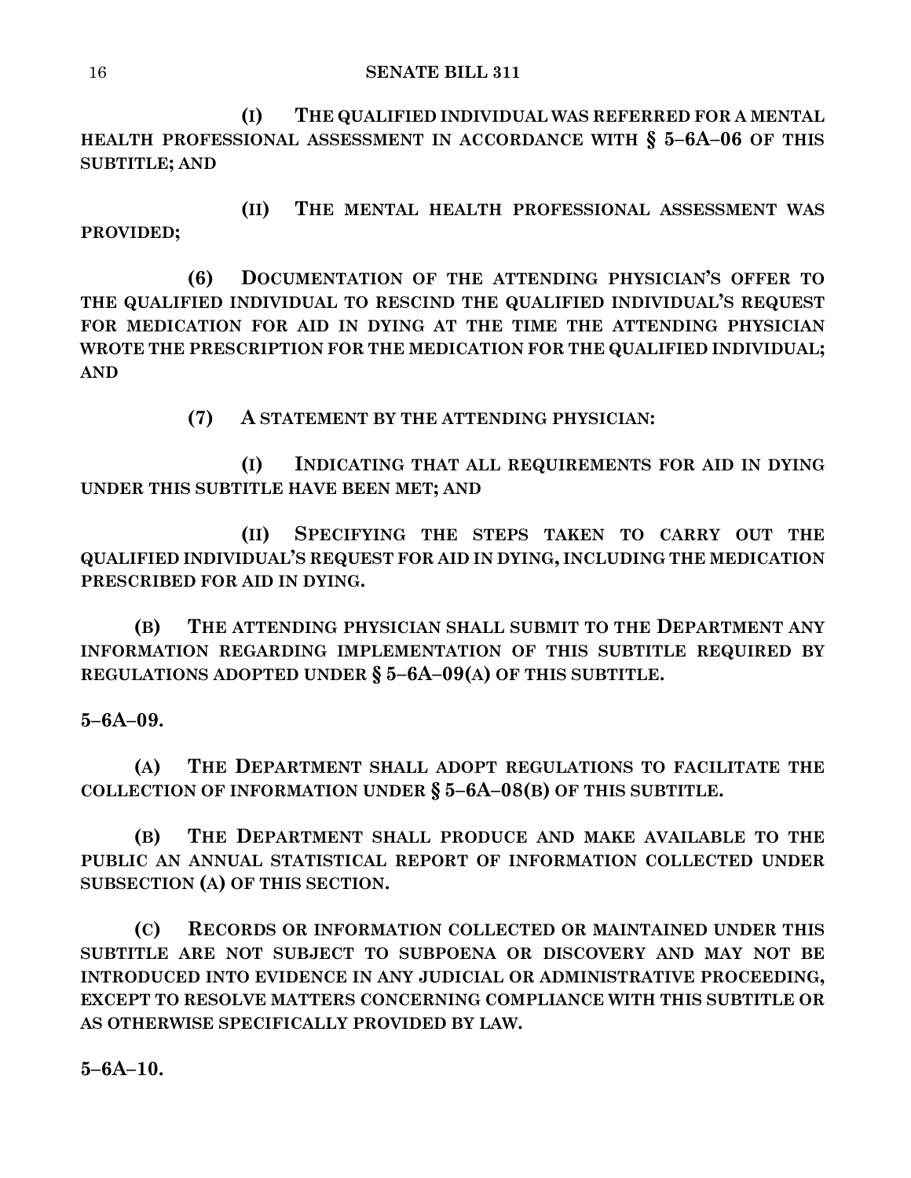**(I) THE QUALIFIED INDIVIDUAL WAS REFERRED FOR A MENTAL HEALTH PROFESSIONAL ASSESSMENT IN ACCORDANCE WITH § 5–6A–06 OF THIS SUBTITLE; AND**

**(II) THE MENTAL HEALTH PROFESSIONAL ASSESSMENT WAS PROVIDED;**

**(6) DOCUMENTATION OF THE ATTENDING PHYSICIAN'S OFFER TO THE QUALIFIED INDIVIDUAL TO RESCIND THE QUALIFIED INDIVIDUAL'S REQUEST FOR MEDICATION FOR AID IN DYING AT THE TIME THE ATTENDING PHYSICIAN WROTE THE PRESCRIPTION FOR THE MEDICATION FOR THE QUALIFIED INDIVIDUAL; AND**

**(7) A STATEMENT BY THE ATTENDING PHYSICIAN:**

**(I) INDICATING THAT ALL REQUIREMENTS FOR AID IN DYING UNDER THIS SUBTITLE HAVE BEEN MET; AND**

**(II) SPECIFYING THE STEPS TAKEN TO CARRY OUT THE QUALIFIED INDIVIDUAL'S REQUEST FOR AID IN DYING, INCLUDING THE MEDICATION PRESCRIBED FOR AID IN DYING.**

**(B) THE ATTENDING PHYSICIAN SHALL SUBMIT TO THE DEPARTMENT ANY INFORMATION REGARDING IMPLEMENTATION OF THIS SUBTITLE REQUIRED BY REGULATIONS ADOPTED UNDER § 5–6A–09(A) OF THIS SUBTITLE.**

**5–6A–09.**

**(A) THE DEPARTMENT SHALL ADOPT REGULATIONS TO FACILITATE THE COLLECTION OF INFORMATION UNDER § 5–6A–08(B) OF THIS SUBTITLE.**

**(B) THE DEPARTMENT SHALL PRODUCE AND MAKE AVAILABLE TO THE PUBLIC AN ANNUAL STATISTICAL REPORT OF INFORMATION COLLECTED UNDER SUBSECTION (A) OF THIS SECTION.**

**(C) RECORDS OR INFORMATION COLLECTED OR MAINTAINED UNDER THIS SUBTITLE ARE NOT SUBJECT TO SUBPOENA OR DISCOVERY AND MAY NOT BE INTRODUCED INTO EVIDENCE IN ANY JUDICIAL OR ADMINISTRATIVE PROCEEDING, EXCEPT TO RESOLVE MATTERS CONCERNING COMPLIANCE WITH THIS SUBTITLE OR AS OTHERWISE SPECIFICALLY PROVIDED BY LAW.**

**5–6A–10.**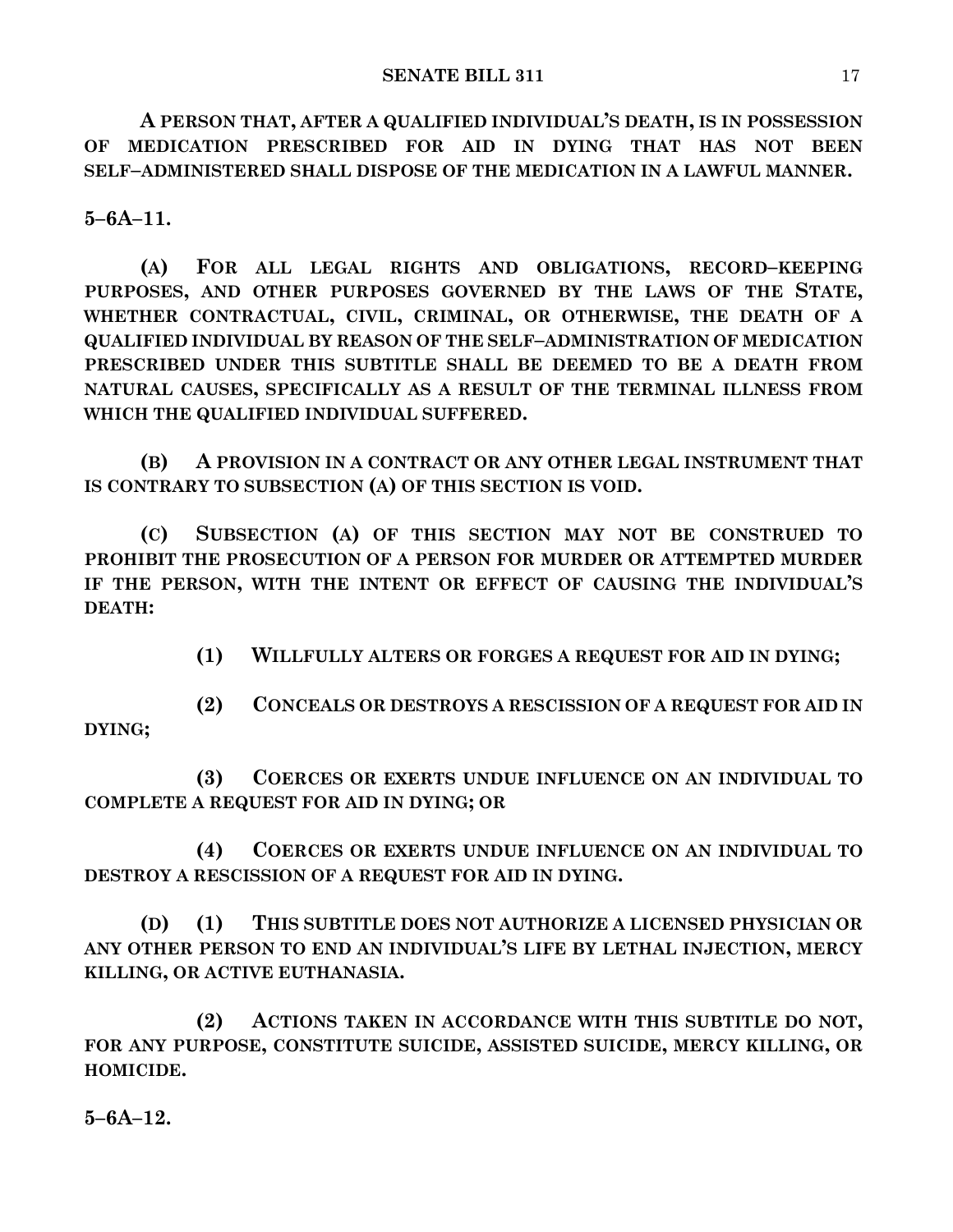**A PERSON THAT, AFTER A QUALIFIED INDIVIDUAL'S DEATH, IS IN POSSESSION OF MEDICATION PRESCRIBED FOR AID IN DYING THAT HAS NOT BEEN SELF–ADMINISTERED SHALL DISPOSE OF THE MEDICATION IN A LAWFUL MANNER.**

**5–6A–11.**

**(A) FOR ALL LEGAL RIGHTS AND OBLIGATIONS, RECORD–KEEPING PURPOSES, AND OTHER PURPOSES GOVERNED BY THE LAWS OF THE STATE, WHETHER CONTRACTUAL, CIVIL, CRIMINAL, OR OTHERWISE, THE DEATH OF A QUALIFIED INDIVIDUAL BY REASON OF THE SELF–ADMINISTRATION OF MEDICATION PRESCRIBED UNDER THIS SUBTITLE SHALL BE DEEMED TO BE A DEATH FROM NATURAL CAUSES, SPECIFICALLY AS A RESULT OF THE TERMINAL ILLNESS FROM WHICH THE QUALIFIED INDIVIDUAL SUFFERED.**

**(B) A PROVISION IN A CONTRACT OR ANY OTHER LEGAL INSTRUMENT THAT IS CONTRARY TO SUBSECTION (A) OF THIS SECTION IS VOID.**

**(C) SUBSECTION (A) OF THIS SECTION MAY NOT BE CONSTRUED TO PROHIBIT THE PROSECUTION OF A PERSON FOR MURDER OR ATTEMPTED MURDER IF THE PERSON, WITH THE INTENT OR EFFECT OF CAUSING THE INDIVIDUAL'S DEATH:**

**(1) WILLFULLY ALTERS OR FORGES A REQUEST FOR AID IN DYING;**

**(2) CONCEALS OR DESTROYS A RESCISSION OF A REQUEST FOR AID IN DYING;**

**(3) COERCES OR EXERTS UNDUE INFLUENCE ON AN INDIVIDUAL TO COMPLETE A REQUEST FOR AID IN DYING; OR**

**(4) COERCES OR EXERTS UNDUE INFLUENCE ON AN INDIVIDUAL TO DESTROY A RESCISSION OF A REQUEST FOR AID IN DYING.**

**(D) (1) THIS SUBTITLE DOES NOT AUTHORIZE A LICENSED PHYSICIAN OR ANY OTHER PERSON TO END AN INDIVIDUAL'S LIFE BY LETHAL INJECTION, MERCY KILLING, OR ACTIVE EUTHANASIA.**

**(2) ACTIONS TAKEN IN ACCORDANCE WITH THIS SUBTITLE DO NOT, FOR ANY PURPOSE, CONSTITUTE SUICIDE, ASSISTED SUICIDE, MERCY KILLING, OR HOMICIDE.**

**5–6A–12.**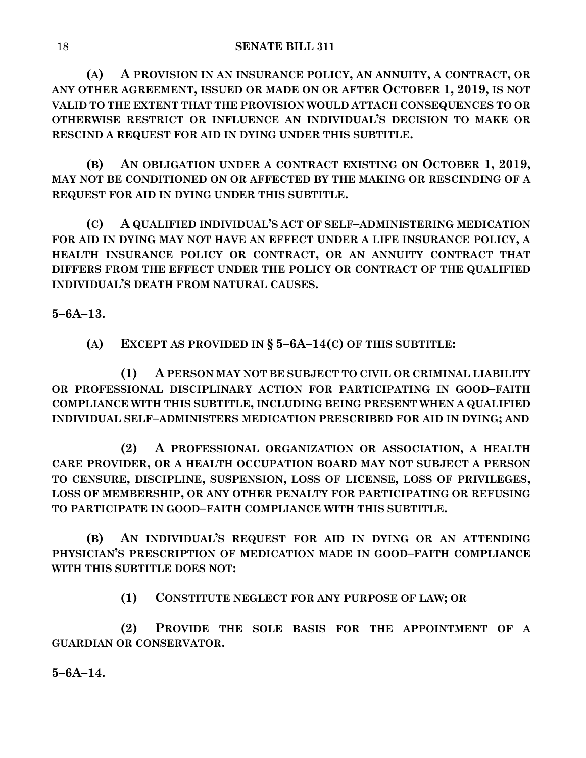**(A) A PROVISION IN AN INSURANCE POLICY, AN ANNUITY, A CONTRACT, OR ANY OTHER AGREEMENT, ISSUED OR MADE ON OR AFTER OCTOBER 1, 2019, IS NOT VALID TO THE EXTENT THAT THE PROVISION WOULD ATTACH CONSEQUENCES TO OR OTHERWISE RESTRICT OR INFLUENCE AN INDIVIDUAL'S DECISION TO MAKE OR RESCIND A REQUEST FOR AID IN DYING UNDER THIS SUBTITLE.**

**(B) AN OBLIGATION UNDER A CONTRACT EXISTING ON OCTOBER 1, 2019, MAY NOT BE CONDITIONED ON OR AFFECTED BY THE MAKING OR RESCINDING OF A REQUEST FOR AID IN DYING UNDER THIS SUBTITLE.**

**(C) A QUALIFIED INDIVIDUAL'S ACT OF SELF–ADMINISTERING MEDICATION FOR AID IN DYING MAY NOT HAVE AN EFFECT UNDER A LIFE INSURANCE POLICY, A HEALTH INSURANCE POLICY OR CONTRACT, OR AN ANNUITY CONTRACT THAT DIFFERS FROM THE EFFECT UNDER THE POLICY OR CONTRACT OF THE QUALIFIED INDIVIDUAL'S DEATH FROM NATURAL CAUSES.**

**5–6A–13.**

**(A) EXCEPT AS PROVIDED IN § 5–6A–14(C) OF THIS SUBTITLE:**

**(1) A PERSON MAY NOT BE SUBJECT TO CIVIL OR CRIMINAL LIABILITY OR PROFESSIONAL DISCIPLINARY ACTION FOR PARTICIPATING IN GOOD–FAITH COMPLIANCE WITH THIS SUBTITLE, INCLUDING BEING PRESENT WHEN A QUALIFIED INDIVIDUAL SELF–ADMINISTERS MEDICATION PRESCRIBED FOR AID IN DYING; AND**

**(2) A PROFESSIONAL ORGANIZATION OR ASSOCIATION, A HEALTH CARE PROVIDER, OR A HEALTH OCCUPATION BOARD MAY NOT SUBJECT A PERSON TO CENSURE, DISCIPLINE, SUSPENSION, LOSS OF LICENSE, LOSS OF PRIVILEGES, LOSS OF MEMBERSHIP, OR ANY OTHER PENALTY FOR PARTICIPATING OR REFUSING TO PARTICIPATE IN GOOD–FAITH COMPLIANCE WITH THIS SUBTITLE.**

**(B) AN INDIVIDUAL'S REQUEST FOR AID IN DYING OR AN ATTENDING PHYSICIAN'S PRESCRIPTION OF MEDICATION MADE IN GOOD–FAITH COMPLIANCE WITH THIS SUBTITLE DOES NOT:**

**(1) CONSTITUTE NEGLECT FOR ANY PURPOSE OF LAW; OR**

**(2) PROVIDE THE SOLE BASIS FOR THE APPOINTMENT OF A GUARDIAN OR CONSERVATOR.**

**5–6A–14.**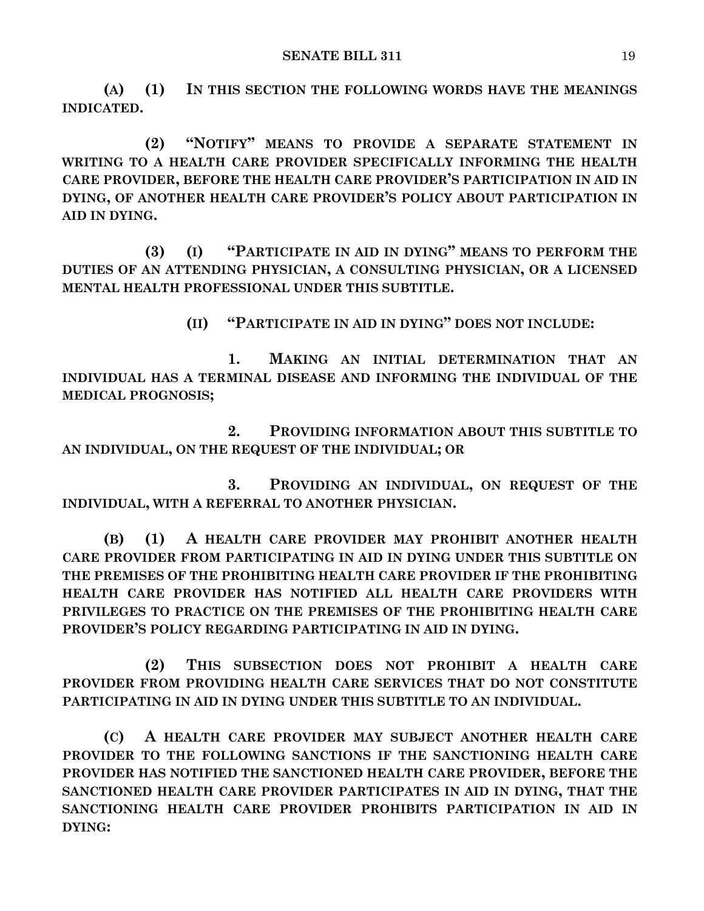**(A) (1) IN THIS SECTION THE FOLLOWING WORDS HAVE THE MEANINGS INDICATED.**

**(2) "NOTIFY" MEANS TO PROVIDE A SEPARATE STATEMENT IN WRITING TO A HEALTH CARE PROVIDER SPECIFICALLY INFORMING THE HEALTH CARE PROVIDER, BEFORE THE HEALTH CARE PROVIDER'S PARTICIPATION IN AID IN DYING, OF ANOTHER HEALTH CARE PROVIDER'S POLICY ABOUT PARTICIPATION IN AID IN DYING.**

**(3) (I) "PARTICIPATE IN AID IN DYING" MEANS TO PERFORM THE DUTIES OF AN ATTENDING PHYSICIAN, A CONSULTING PHYSICIAN, OR A LICENSED MENTAL HEALTH PROFESSIONAL UNDER THIS SUBTITLE.**

**(II) "PARTICIPATE IN AID IN DYING" DOES NOT INCLUDE:**

**1. MAKING AN INITIAL DETERMINATION THAT AN INDIVIDUAL HAS A TERMINAL DISEASE AND INFORMING THE INDIVIDUAL OF THE MEDICAL PROGNOSIS;**

**2. PROVIDING INFORMATION ABOUT THIS SUBTITLE TO AN INDIVIDUAL, ON THE REQUEST OF THE INDIVIDUAL; OR**

**3. PROVIDING AN INDIVIDUAL, ON REQUEST OF THE INDIVIDUAL, WITH A REFERRAL TO ANOTHER PHYSICIAN.**

**(B) (1) A HEALTH CARE PROVIDER MAY PROHIBIT ANOTHER HEALTH CARE PROVIDER FROM PARTICIPATING IN AID IN DYING UNDER THIS SUBTITLE ON THE PREMISES OF THE PROHIBITING HEALTH CARE PROVIDER IF THE PROHIBITING HEALTH CARE PROVIDER HAS NOTIFIED ALL HEALTH CARE PROVIDERS WITH PRIVILEGES TO PRACTICE ON THE PREMISES OF THE PROHIBITING HEALTH CARE PROVIDER'S POLICY REGARDING PARTICIPATING IN AID IN DYING.**

**(2) THIS SUBSECTION DOES NOT PROHIBIT A HEALTH CARE PROVIDER FROM PROVIDING HEALTH CARE SERVICES THAT DO NOT CONSTITUTE PARTICIPATING IN AID IN DYING UNDER THIS SUBTITLE TO AN INDIVIDUAL.**

**(C) A HEALTH CARE PROVIDER MAY SUBJECT ANOTHER HEALTH CARE PROVIDER TO THE FOLLOWING SANCTIONS IF THE SANCTIONING HEALTH CARE PROVIDER HAS NOTIFIED THE SANCTIONED HEALTH CARE PROVIDER, BEFORE THE SANCTIONED HEALTH CARE PROVIDER PARTICIPATES IN AID IN DYING, THAT THE SANCTIONING HEALTH CARE PROVIDER PROHIBITS PARTICIPATION IN AID IN DYING:**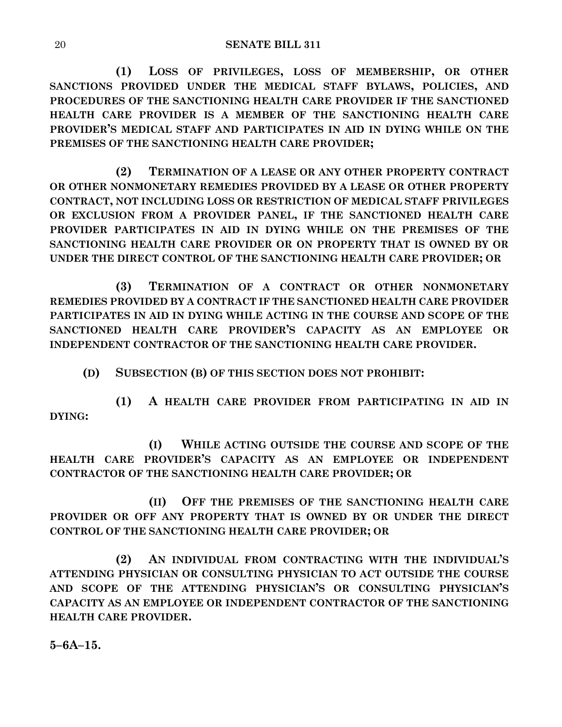**(1) LOSS OF PRIVILEGES, LOSS OF MEMBERSHIP, OR OTHER SANCTIONS PROVIDED UNDER THE MEDICAL STAFF BYLAWS, POLICIES, AND PROCEDURES OF THE SANCTIONING HEALTH CARE PROVIDER IF THE SANCTIONED HEALTH CARE PROVIDER IS A MEMBER OF THE SANCTIONING HEALTH CARE PROVIDER'S MEDICAL STAFF AND PARTICIPATES IN AID IN DYING WHILE ON THE PREMISES OF THE SANCTIONING HEALTH CARE PROVIDER;**

**(2) TERMINATION OF A LEASE OR ANY OTHER PROPERTY CONTRACT OR OTHER NONMONETARY REMEDIES PROVIDED BY A LEASE OR OTHER PROPERTY CONTRACT, NOT INCLUDING LOSS OR RESTRICTION OF MEDICAL STAFF PRIVILEGES OR EXCLUSION FROM A PROVIDER PANEL, IF THE SANCTIONED HEALTH CARE PROVIDER PARTICIPATES IN AID IN DYING WHILE ON THE PREMISES OF THE SANCTIONING HEALTH CARE PROVIDER OR ON PROPERTY THAT IS OWNED BY OR UNDER THE DIRECT CONTROL OF THE SANCTIONING HEALTH CARE PROVIDER; OR**

**(3) TERMINATION OF A CONTRACT OR OTHER NONMONETARY REMEDIES PROVIDED BY A CONTRACT IF THE SANCTIONED HEALTH CARE PROVIDER PARTICIPATES IN AID IN DYING WHILE ACTING IN THE COURSE AND SCOPE OF THE SANCTIONED HEALTH CARE PROVIDER'S CAPACITY AS AN EMPLOYEE OR INDEPENDENT CONTRACTOR OF THE SANCTIONING HEALTH CARE PROVIDER.**

**(D) SUBSECTION (B) OF THIS SECTION DOES NOT PROHIBIT:**

**(1) A HEALTH CARE PROVIDER FROM PARTICIPATING IN AID IN DYING:**

**(I) WHILE ACTING OUTSIDE THE COURSE AND SCOPE OF THE HEALTH CARE PROVIDER'S CAPACITY AS AN EMPLOYEE OR INDEPENDENT CONTRACTOR OF THE SANCTIONING HEALTH CARE PROVIDER; OR**

**(II) OFF THE PREMISES OF THE SANCTIONING HEALTH CARE PROVIDER OR OFF ANY PROPERTY THAT IS OWNED BY OR UNDER THE DIRECT CONTROL OF THE SANCTIONING HEALTH CARE PROVIDER; OR**

**(2) AN INDIVIDUAL FROM CONTRACTING WITH THE INDIVIDUAL'S ATTENDING PHYSICIAN OR CONSULTING PHYSICIAN TO ACT OUTSIDE THE COURSE AND SCOPE OF THE ATTENDING PHYSICIAN'S OR CONSULTING PHYSICIAN'S CAPACITY AS AN EMPLOYEE OR INDEPENDENT CONTRACTOR OF THE SANCTIONING HEALTH CARE PROVIDER.**

**5–6A–15.**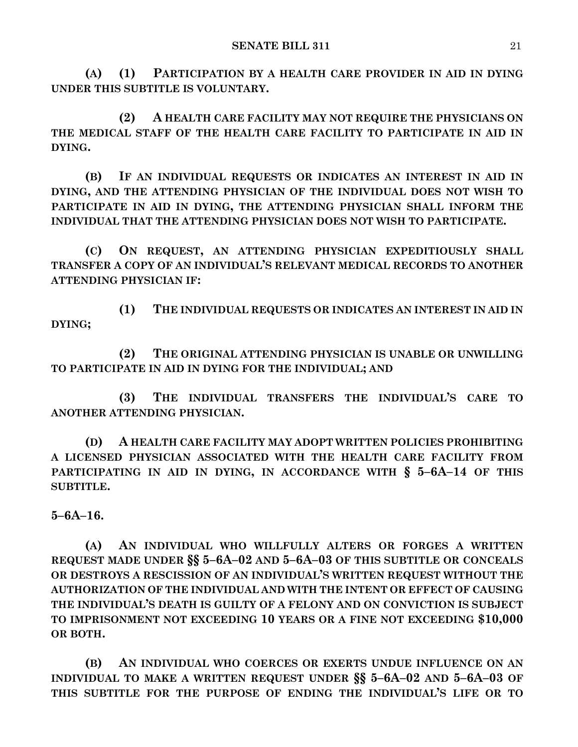**(A) (1) PARTICIPATION BY A HEALTH CARE PROVIDER IN AID IN DYING UNDER THIS SUBTITLE IS VOLUNTARY.**

**(2) A HEALTH CARE FACILITY MAY NOT REQUIRE THE PHYSICIANS ON THE MEDICAL STAFF OF THE HEALTH CARE FACILITY TO PARTICIPATE IN AID IN DYING.**

**(B) IF AN INDIVIDUAL REQUESTS OR INDICATES AN INTEREST IN AID IN DYING, AND THE ATTENDING PHYSICIAN OF THE INDIVIDUAL DOES NOT WISH TO PARTICIPATE IN AID IN DYING, THE ATTENDING PHYSICIAN SHALL INFORM THE INDIVIDUAL THAT THE ATTENDING PHYSICIAN DOES NOT WISH TO PARTICIPATE.**

**(C) ON REQUEST, AN ATTENDING PHYSICIAN EXPEDITIOUSLY SHALL TRANSFER A COPY OF AN INDIVIDUAL'S RELEVANT MEDICAL RECORDS TO ANOTHER ATTENDING PHYSICIAN IF:**

**(1) THE INDIVIDUAL REQUESTS OR INDICATES AN INTEREST IN AID IN DYING;**

**(2) THE ORIGINAL ATTENDING PHYSICIAN IS UNABLE OR UNWILLING TO PARTICIPATE IN AID IN DYING FOR THE INDIVIDUAL; AND**

**(3) THE INDIVIDUAL TRANSFERS THE INDIVIDUAL'S CARE TO ANOTHER ATTENDING PHYSICIAN.**

**(D) A HEALTH CARE FACILITY MAY ADOPT WRITTEN POLICIES PROHIBITING A LICENSED PHYSICIAN ASSOCIATED WITH THE HEALTH CARE FACILITY FROM PARTICIPATING IN AID IN DYING, IN ACCORDANCE WITH § 5–6A–14 OF THIS SUBTITLE.**

**5–6A–16.**

**(A) AN INDIVIDUAL WHO WILLFULLY ALTERS OR FORGES A WRITTEN REQUEST MADE UNDER §§ 5–6A–02 AND 5–6A–03 OF THIS SUBTITLE OR CONCEALS OR DESTROYS A RESCISSION OF AN INDIVIDUAL'S WRITTEN REQUEST WITHOUT THE AUTHORIZATION OF THE INDIVIDUAL AND WITH THE INTENT OR EFFECT OF CAUSING THE INDIVIDUAL'S DEATH IS GUILTY OF A FELONY AND ON CONVICTION IS SUBJECT TO IMPRISONMENT NOT EXCEEDING 10 YEARS OR A FINE NOT EXCEEDING $10,000 OR BOTH.**

**(B) AN INDIVIDUAL WHO COERCES OR EXERTS UNDUE INFLUENCE ON AN INDIVIDUAL TO MAKE A WRITTEN REQUEST UNDER §§ 5–6A–02 AND 5–6A–03 OF THIS SUBTITLE FOR THE PURPOSE OF ENDING THE INDIVIDUAL'S LIFE OR TO**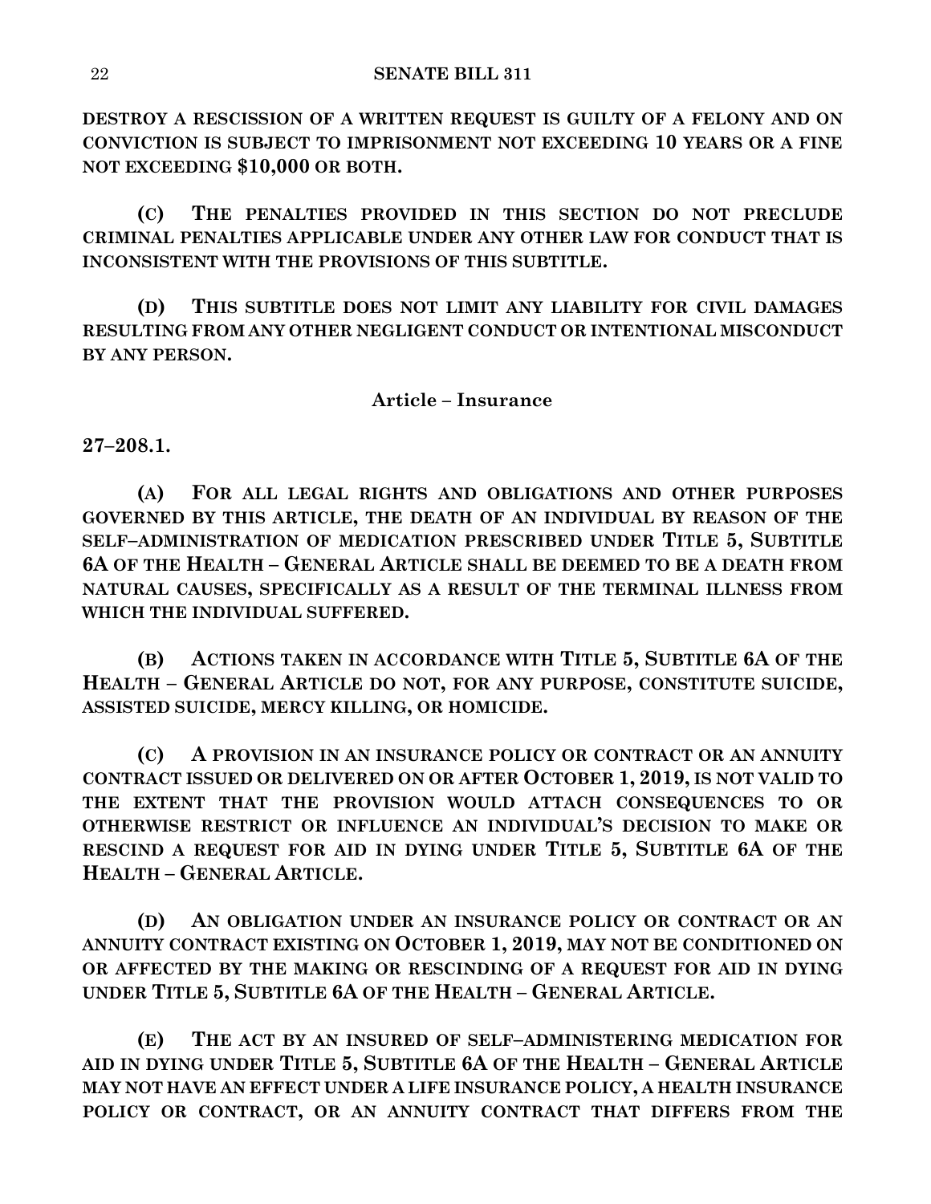**DESTROY A RESCISSION OF A WRITTEN REQUEST IS GUILTY OF A FELONY AND ON CONVICTION IS SUBJECT TO IMPRISONMENT NOT EXCEEDING 10 YEARS OR A FINE NOT EXCEEDING $10,000 OR BOTH.**

**(C) THE PENALTIES PROVIDED IN THIS SECTION DO NOT PRECLUDE CRIMINAL PENALTIES APPLICABLE UNDER ANY OTHER LAW FOR CONDUCT THAT IS INCONSISTENT WITH THE PROVISIONS OF THIS SUBTITLE.**

**(D) THIS SUBTITLE DOES NOT LIMIT ANY LIABILITY FOR CIVIL DAMAGES RESULTING FROM ANY OTHER NEGLIGENT CONDUCT OR INTENTIONAL MISCONDUCT BY ANY PERSON.**

**Article – Insurance**

**27–208.1.**

**(A) FOR ALL LEGAL RIGHTS AND OBLIGATIONS AND OTHER PURPOSES GOVERNED BY THIS ARTICLE, THE DEATH OF AN INDIVIDUAL BY REASON OF THE SELF–ADMINISTRATION OF MEDICATION PRESCRIBED UNDER TITLE 5, SUBTITLE 6A OF THE HEALTH – GENERAL ARTICLE SHALL BE DEEMED TO BE A DEATH FROM NATURAL CAUSES, SPECIFICALLY AS A RESULT OF THE TERMINAL ILLNESS FROM WHICH THE INDIVIDUAL SUFFERED.**

**(B) ACTIONS TAKEN IN ACCORDANCE WITH TITLE 5, SUBTITLE 6A OF THE HEALTH – GENERAL ARTICLE DO NOT, FOR ANY PURPOSE, CONSTITUTE SUICIDE, ASSISTED SUICIDE, MERCY KILLING, OR HOMICIDE.**

**(C) A PROVISION IN AN INSURANCE POLICY OR CONTRACT OR AN ANNUITY CONTRACT ISSUED OR DELIVERED ON OR AFTER OCTOBER 1, 2019, IS NOT VALID TO THE EXTENT THAT THE PROVISION WOULD ATTACH CONSEQUENCES TO OR OTHERWISE RESTRICT OR INFLUENCE AN INDIVIDUAL'S DECISION TO MAKE OR RESCIND A REQUEST FOR AID IN DYING UNDER TITLE 5, SUBTITLE 6A OF THE HEALTH – GENERAL ARTICLE.**

**(D) AN OBLIGATION UNDER AN INSURANCE POLICY OR CONTRACT OR AN ANNUITY CONTRACT EXISTING ON OCTOBER 1, 2019, MAY NOT BE CONDITIONED ON OR AFFECTED BY THE MAKING OR RESCINDING OF A REQUEST FOR AID IN DYING UNDER TITLE 5, SUBTITLE 6A OF THE HEALTH – GENERAL ARTICLE.**

**(E) THE ACT BY AN INSURED OF SELF–ADMINISTERING MEDICATION FOR AID IN DYING UNDER TITLE 5, SUBTITLE 6A OF THE HEALTH – GENERAL ARTICLE MAY NOT HAVE AN EFFECT UNDER A LIFE INSURANCE POLICY, A HEALTH INSURANCE POLICY OR CONTRACT, OR AN ANNUITY CONTRACT THAT DIFFERS FROM THE**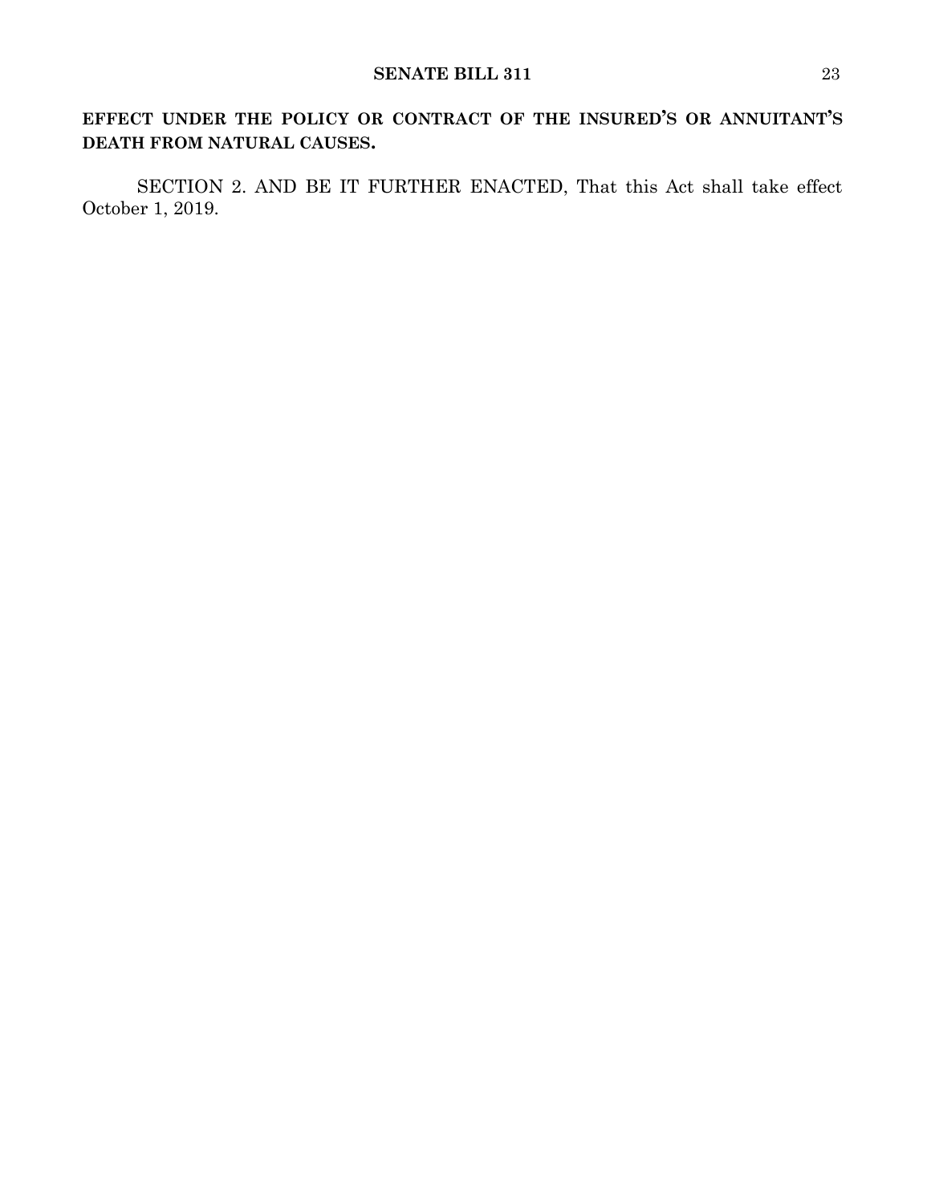**EFFECT UNDER THE POLICY OR CONTRACT OF THE INSURED'S OR ANNUITANT'S DEATH FROM NATURAL CAUSES.**

SECTION 2. AND BE IT FURTHER ENACTED, That this Act shall take effect October 1, 2019.